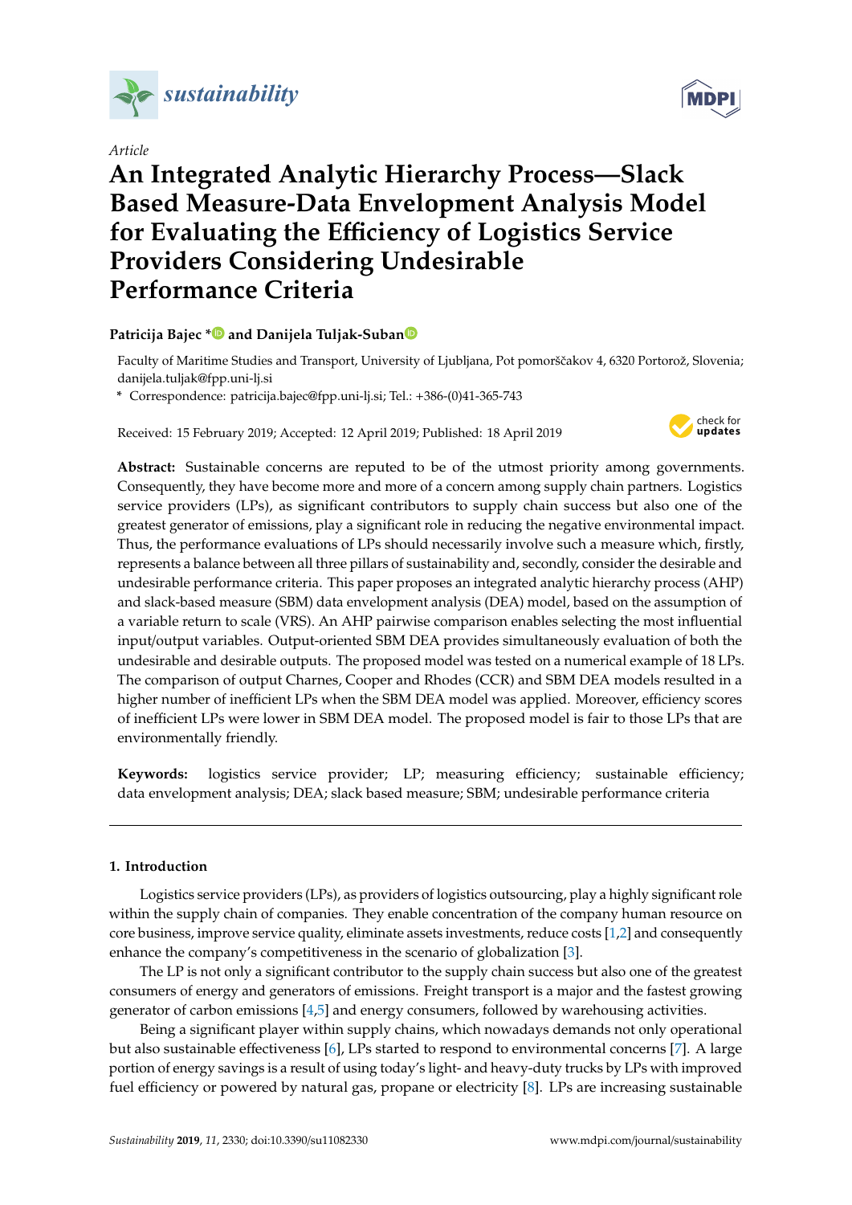*sustainability*

Article

# An Integrated Analytic Hierarchy Process—Slack Based Measure-Data Envelopment Analysis Model for Evaluating the Efficiency of Logistics Service Providers Considering Undesirable Performance Criteria

**Patricija Bajec * and Danijela Tuljak-Suban**

Faculty of Maritime Studies and Transport, University of Ljubljana, Pot pomorščakov 4, 6320 Portorož, Slovenia; danijela.tuljak@fpp.uni-lj.si

\* Correspondence: patricija.bajec@fpp.uni-lj.si; Tel.: +386-(0)41-365-743

Received: 15 February 2019; Accepted: 12 April 2019; Published: 18 April 2019

**Abstract:** Sustainable concerns are reputed to be of the utmost priority among governments. Consequently, they have become more and more of a concern among supply chain partners. Logistics service providers (LPs), as significant contributors to supply chain success but also one of the greatest generator of emissions, play a significant role in reducing the negative environmental impact. Thus, the performance evaluations of LPs should necessarily involve such a measure which, firstly, represents a balance between all three pillars of sustainability and, secondly, consider the desirable and undesirable performance criteria. This paper proposes an integrated analytic hierarchy process (AHP) and slack-based measure (SBM) data envelopment analysis (DEA) model, based on the assumption of a variable return to scale (VRS). An AHP pairwise comparison enables selecting the most influential input/output variables. Output-oriented SBM DEA provides simultaneously evaluation of both the undesirable and desirable outputs. The proposed model was tested on a numerical example of 18 LPs. The comparison of output Charnes, Cooper and Rhodes (CCR) and SBM DEA models resulted in a higher number of inefficient LPs when the SBM DEA model was applied. Moreover, efficiency scores of inefficient LPs were lower in SBM DEA model. The proposed model is fair to those LPs that are environmentally friendly.

**Keywords:** logistics service provider; LP; measuring efficiency; sustainable efficiency; data envelopment analysis; DEA; slack based measure; SBM; undesirable performance criteria

## 1. Introduction

Logistics service providers (LPs), as providers of logistics outsourcing, play a highly significant role within the supply chain of companies. They enable concentration of the company human resource on core business, improve service quality, eliminate assets investments, reduce costs [1,2] and consequently enhance the company's competitiveness in the scenario of globalization [3].

The LP is not only a significant contributor to the supply chain success but also one of the greatest consumers of energy and generators of emissions. Freight transport is a major and the fastest growing generator of carbon emissions [4,5] and energy consumers, followed by warehousing activities.

Being a significant player within supply chains, which nowadays demands not only operational but also sustainable effectiveness [6], LPs started to respond to environmental concerns [7]. A large portion of energy savings is a result of using today's light- and heavy-duty trucks by LPs with improved fuel efficiency or powered by natural gas, propane or electricity [8]. LPs are increasing sustainable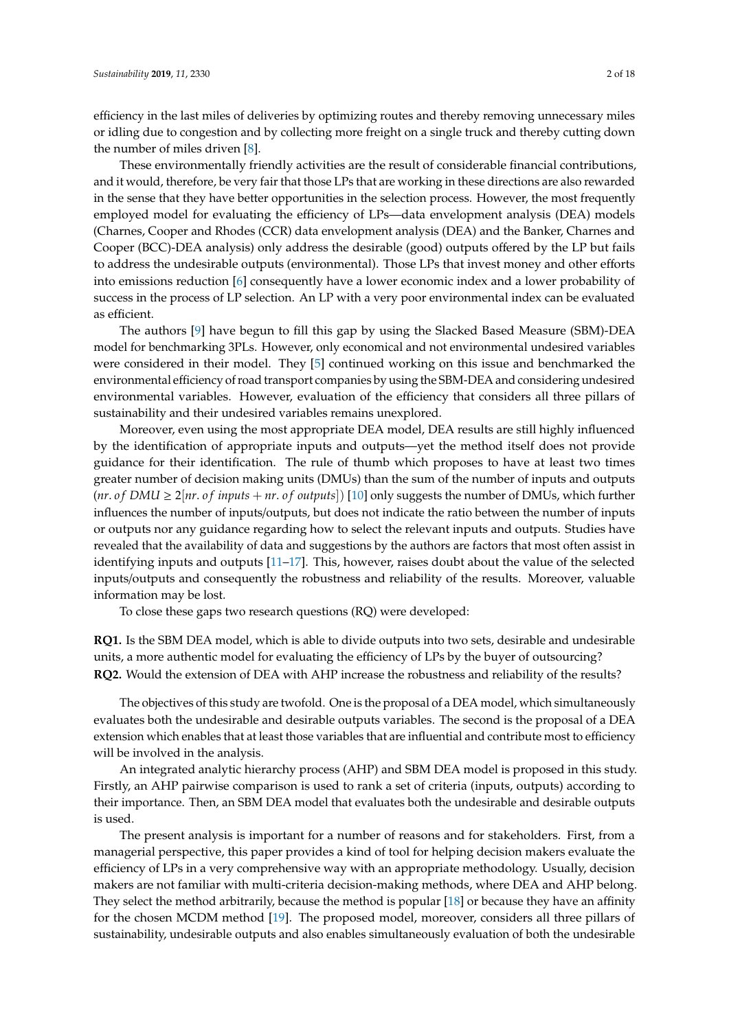efficiency in the last miles of deliveries by optimizing routes and thereby removing unnecessary miles or idling due to congestion and by collecting more freight on a single truck and thereby cutting down the number of miles driven [8].

These environmentally friendly activities are the result of considerable financial contributions, and it would, therefore, be very fair that those LPs that are working in these directions are also rewarded in the sense that they have better opportunities in the selection process. However, the most frequently employed model for evaluating the efficiency of LPs—data envelopment analysis (DEA) models (Charnes, Cooper and Rhodes (CCR) data envelopment analysis (DEA) and the Banker, Charnes and Cooper (BCC)-DEA analysis) only address the desirable (good) outputs offered by the LP but fails to address the undesirable outputs (environmental). Those LPs that invest money and other efforts into emissions reduction [6] consequently have a lower economic index and a lower probability of success in the process of LP selection. An LP with a very poor environmental index can be evaluated as efficient.

The authors [9] have begun to fill this gap by using the Slacked Based Measure (SBM)-DEA model for benchmarking 3PLs. However, only economical and not environmental undesired variables were considered in their model. They [5] continued working on this issue and benchmarked the environmental efficiency of road transport companies by using the SBM-DEA and considering undesired environmental variables. However, evaluation of the efficiency that considers all three pillars of sustainability and their undesired variables remains unexplored.

Moreover, even using the most appropriate DEA model, DEA results are still highly influenced by the identification of appropriate inputs and outputs—yet the method itself does not provide guidance for their identification. The rule of thumb which proposes to have at least two times greater number of decision making units (DMUs) than the sum of the number of inputs and outputs ($nr.\,of\,DMU \geq 2[nr.\,of\,inputs + nr.\,of\,outputs]$) [10] only suggests the number of DMUs, which further influences the number of inputs/outputs, but does not indicate the ratio between the number of inputs or outputs nor any guidance regarding how to select the relevant inputs and outputs. Studies have revealed that the availability of data and suggestions by the authors are factors that most often assist in identifying inputs and outputs [11–17]. This, however, raises doubt about the value of the selected inputs/outputs and consequently the robustness and reliability of the results. Moreover, valuable information may be lost.

To close these gaps two research questions (RQ) were developed:

**RQ1.** Is the SBM DEA model, which is able to divide outputs into two sets, desirable and undesirable units, a more authentic model for evaluating the efficiency of LPs by the buyer of outsourcing?
**RQ2.** Would the extension of DEA with AHP increase the robustness and reliability of the results?

The objectives of this study are twofold. One is the proposal of a DEA model, which simultaneously evaluates both the undesirable and desirable outputs variables. The second is the proposal of a DEA extension which enables that at least those variables that are influential and contribute most to efficiency will be involved in the analysis.

An integrated analytic hierarchy process (AHP) and SBM DEA model is proposed in this study. Firstly, an AHP pairwise comparison is used to rank a set of criteria (inputs, outputs) according to their importance. Then, an SBM DEA model that evaluates both the undesirable and desirable outputs is used.

The present analysis is important for a number of reasons and for stakeholders. First, from a managerial perspective, this paper provides a kind of tool for helping decision makers evaluate the efficiency of LPs in a very comprehensive way with an appropriate methodology. Usually, decision makers are not familiar with multi-criteria decision-making methods, where DEA and AHP belong. They select the method arbitrarily, because the method is popular [18] or because they have an affinity for the chosen MCDM method [19]. The proposed model, moreover, considers all three pillars of sustainability, undesirable outputs and also enables simultaneously evaluation of both the undesirable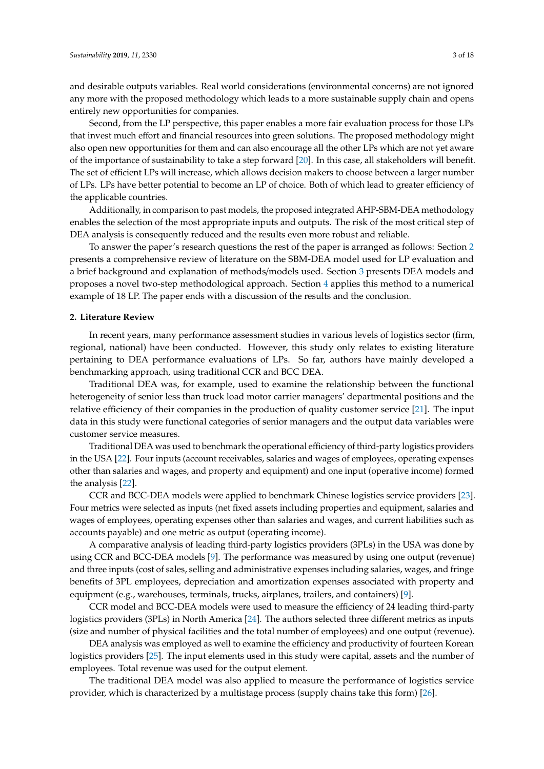and desirable outputs variables. Real world considerations (environmental concerns) are not ignored any more with the proposed methodology which leads to a more sustainable supply chain and opens entirely new opportunities for companies.

Second, from the LP perspective, this paper enables a more fair evaluation process for those LPs that invest much effort and financial resources into green solutions. The proposed methodology might also open new opportunities for them and can also encourage all the other LPs which are not yet aware of the importance of sustainability to take a step forward [20]. In this case, all stakeholders will benefit. The set of efficient LPs will increase, which allows decision makers to choose between a larger number of LPs. LPs have better potential to become an LP of choice. Both of which lead to greater efficiency of the applicable countries.

Additionally, in comparison to past models, the proposed integrated AHP-SBM-DEA methodology enables the selection of the most appropriate inputs and outputs. The risk of the most critical step of DEA analysis is consequently reduced and the results even more robust and reliable.

To answer the paper's research questions the rest of the paper is arranged as follows: Section 2 presents a comprehensive review of literature on the SBM-DEA model used for LP evaluation and a brief background and explanation of methods/models used. Section 3 presents DEA models and proposes a novel two-step methodological approach. Section 4 applies this method to a numerical example of 18 LP. The paper ends with a discussion of the results and the conclusion.

## 2. Literature Review

In recent years, many performance assessment studies in various levels of logistics sector (firm, regional, national) have been conducted. However, this study only relates to existing literature pertaining to DEA performance evaluations of LPs. So far, authors have mainly developed a benchmarking approach, using traditional CCR and BCC DEA.

Traditional DEA was, for example, used to examine the relationship between the functional heterogeneity of senior less than truck load motor carrier managers' departmental positions and the relative efficiency of their companies in the production of quality customer service [21]. The input data in this study were functional categories of senior managers and the output data variables were customer service measures.

Traditional DEA was used to benchmark the operational efficiency of third-party logistics providers in the USA [22]. Four inputs (account receivables, salaries and wages of employees, operating expenses other than salaries and wages, and property and equipment) and one input (operative income) formed the analysis [22].

CCR and BCC-DEA models were applied to benchmark Chinese logistics service providers [23]. Four metrics were selected as inputs (net fixed assets including properties and equipment, salaries and wages of employees, operating expenses other than salaries and wages, and current liabilities such as accounts payable) and one metric as output (operating income).

A comparative analysis of leading third-party logistics providers (3PLs) in the USA was done by using CCR and BCC-DEA models [9]. The performance was measured by using one output (revenue) and three inputs (cost of sales, selling and administrative expenses including salaries, wages, and fringe benefits of 3PL employees, depreciation and amortization expenses associated with property and equipment (e.g., warehouses, terminals, trucks, airplanes, trailers, and containers) [9].

CCR model and BCC-DEA models were used to measure the efficiency of 24 leading third-party logistics providers (3PLs) in North America [24]. The authors selected three different metrics as inputs (size and number of physical facilities and the total number of employees) and one output (revenue).

DEA analysis was employed as well to examine the efficiency and productivity of fourteen Korean logistics providers [25]. The input elements used in this study were capital, assets and the number of employees. Total revenue was used for the output element.

The traditional DEA model was also applied to measure the performance of logistics service provider, which is characterized by a multistage process (supply chains take this form) [26].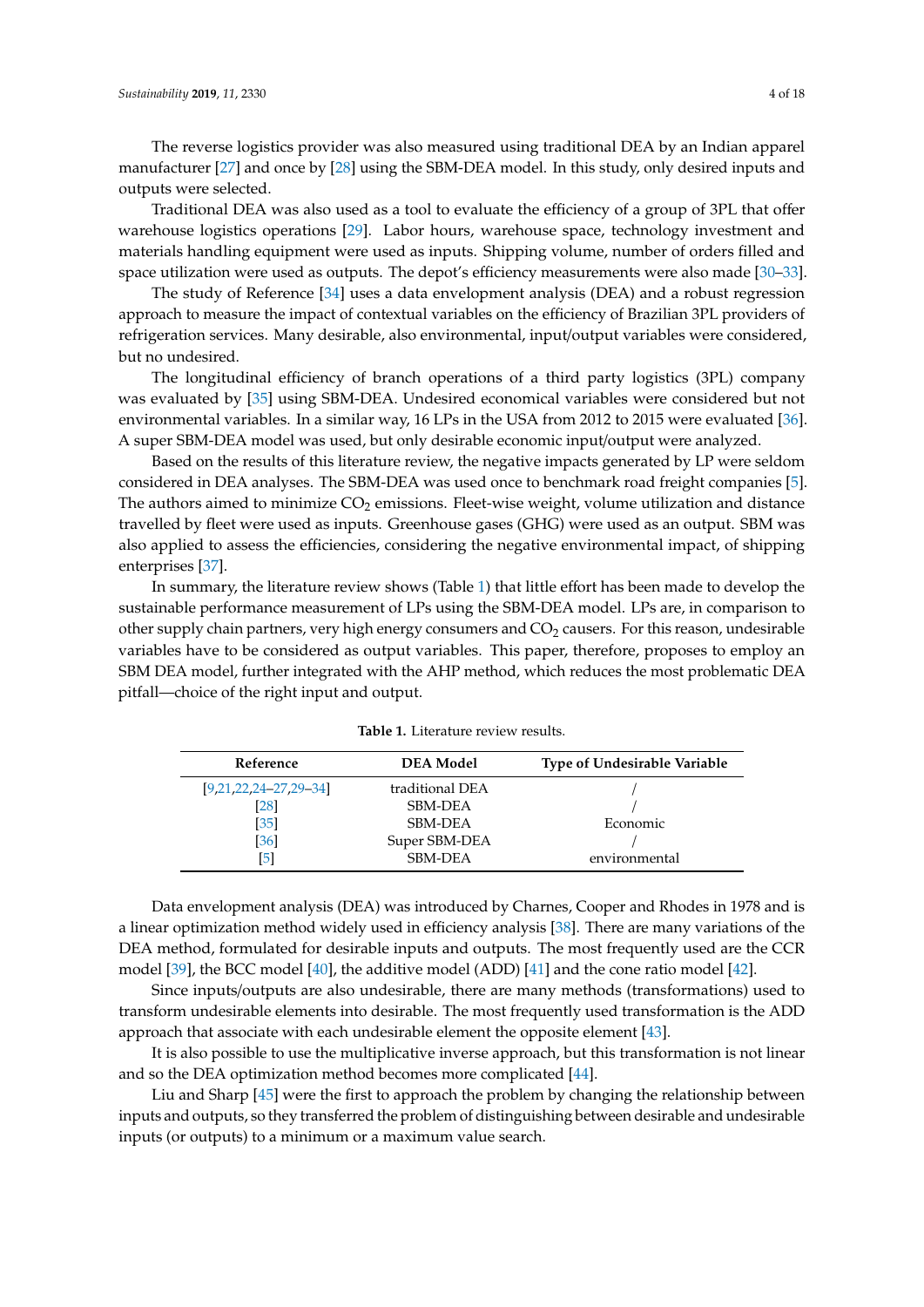The reverse logistics provider was also measured using traditional DEA by an Indian apparel manufacturer [27] and once by [28] using the SBM-DEA model. In this study, only desired inputs and outputs were selected.

Traditional DEA was also used as a tool to evaluate the efficiency of a group of 3PL that offer warehouse logistics operations [29]. Labor hours, warehouse space, technology investment and materials handling equipment were used as inputs. Shipping volume, number of orders filled and space utilization were used as outputs. The depot's efficiency measurements were also made [30–33].

The study of Reference [34] uses a data envelopment analysis (DEA) and a robust regression approach to measure the impact of contextual variables on the efficiency of Brazilian 3PL providers of refrigeration services. Many desirable, also environmental, input/output variables were considered, but no undesired.

The longitudinal efficiency of branch operations of a third party logistics (3PL) company was evaluated by [35] using SBM-DEA. Undesired economical variables were considered but not environmental variables. In a similar way, 16 LPs in the USA from 2012 to 2015 were evaluated [36]. A super SBM-DEA model was used, but only desirable economic input/output were analyzed.

Based on the results of this literature review, the negative impacts generated by LP were seldom considered in DEA analyses. The SBM-DEA was used once to benchmark road freight companies [5]. The authors aimed to minimize $CO_2$ emissions. Fleet-wise weight, volume utilization and distance travelled by fleet were used as inputs. Greenhouse gases (GHG) were used as an output. SBM was also applied to assess the efficiencies, considering the negative environmental impact, of shipping enterprises [37].

In summary, the literature review shows (Table 1) that little effort has been made to develop the sustainable performance measurement of LPs using the SBM-DEA model. LPs are, in comparison to other supply chain partners, very high energy consumers and $CO_2$ causers. For this reason, undesirable variables have to be considered as output variables. This paper, therefore, proposes to employ an SBM DEA model, further integrated with the AHP method, which reduces the most problematic DEA pitfall—choice of the right input and output.

**Table 1.** Literature review results.

| Reference | DEA Model | Type of Undesirable Variable |
| --- | --- | --- |
| [9,21,22,24–27,29–34] | traditional DEA | / |
| [28] | SBM-DEA | / |
| [35] | SBM-DEA | Economic |
| [36] | Super SBM-DEA | / |
| [5] | SBM-DEA | environmental |

Data envelopment analysis (DEA) was introduced by Charnes, Cooper and Rhodes in 1978 and is a linear optimization method widely used in efficiency analysis [38]. There are many variations of the DEA method, formulated for desirable inputs and outputs. The most frequently used are the CCR model [39], the BCC model [40], the additive model (ADD) [41] and the cone ratio model [42].

Since inputs/outputs are also undesirable, there are many methods (transformations) used to transform undesirable elements into desirable. The most frequently used transformation is the ADD approach that associate with each undesirable element the opposite element [43].

It is also possible to use the multiplicative inverse approach, but this transformation is not linear and so the DEA optimization method becomes more complicated [44].

Liu and Sharp [45] were the first to approach the problem by changing the relationship between inputs and outputs, so they transferred the problem of distinguishing between desirable and undesirable inputs (or outputs) to a minimum or a maximum value search.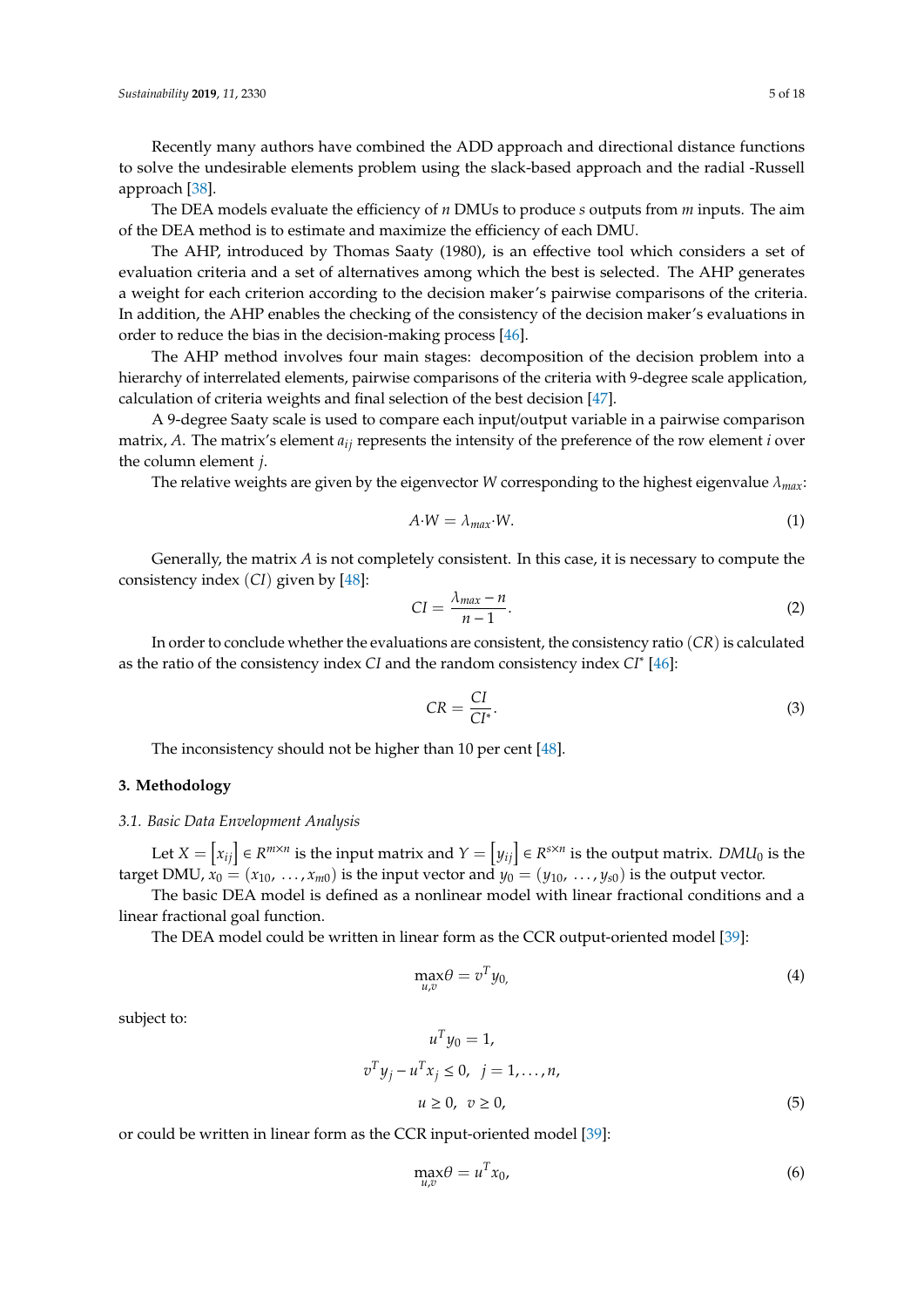Recently many authors have combined the ADD approach and directional distance functions to solve the undesirable elements problem using the slack-based approach and the radial -Russell approach [38].

The DEA models evaluate the efficiency of $n$ DMUs to produce $s$ outputs from $m$ inputs. The aim of the DEA method is to estimate and maximize the efficiency of each DMU.

The AHP, introduced by Thomas Saaty (1980), is an effective tool which considers a set of evaluation criteria and a set of alternatives among which the best is selected. The AHP generates a weight for each criterion according to the decision maker's pairwise comparisons of the criteria. In addition, the AHP enables the checking of the consistency of the decision maker's evaluations in order to reduce the bias in the decision-making process [46].

The AHP method involves four main stages: decomposition of the decision problem into a hierarchy of interrelated elements, pairwise comparisons of the criteria with 9-degree scale application, calculation of criteria weights and final selection of the best decision [47].

A 9-degree Saaty scale is used to compare each input/output variable in a pairwise comparison matrix, $A$. The matrix's element $a_{ij}$ represents the intensity of the preference of the row element $i$ over the column element $j$.

The relative weights are given by the eigenvector $W$ corresponding to the highest eigenvalue $\lambda_{max}$:

$$A \cdot W = \lambda_{max} \cdot W. \tag{1}$$

Generally, the matrix $A$ is not completely consistent. In this case, it is necessary to compute the consistency index $(CI)$ given by [48]:

$$CI = \frac{\lambda_{max} - n}{n - 1}. \tag{2}$$

In order to conclude whether the evaluations are consistent, the consistency ratio $(CR)$ is calculated as the ratio of the consistency index $CI$ and the random consistency index $CI^*$ [46]:

$$CR = \frac{CI}{CI^*}. \tag{3}$$

The inconsistency should not be higher than 10 per cent [48].

## 3. Methodology

### 3.1. Basic Data Envelopment Analysis

Let $X = \left[x_{ij}\right] \in R^{m \times n}$ is the input matrix and $Y = \left[y_{ij}\right] \in R^{s \times n}$ is the output matrix. $DMU_0$ is the target DMU, $x_0 = (x_{10}, \ldots, x_{m0})$ is the input vector and $y_0 = (y_{10}, \ldots, y_{s0})$ is the output vector.

The basic DEA model is defined as a nonlinear model with linear fractional conditions and a linear fractional goal function.

The DEA model could be written in linear form as the CCR output-oriented model [39]:

$$\max_{u,v} \theta = v^T y_{0,} \tag{4}$$

subject to:

$$\begin{gathered} u^T y_0 = 1, \\ v^T y_j - u^T x_j \leq 0, \quad j = 1, \ldots, n, \\ u \geq 0, \quad v \geq 0, \end{gathered} \tag{5}$$

or could be written in linear form as the CCR input-oriented model [39]:

$$\max_{u,v} \theta = u^T x_0, \tag{6}$$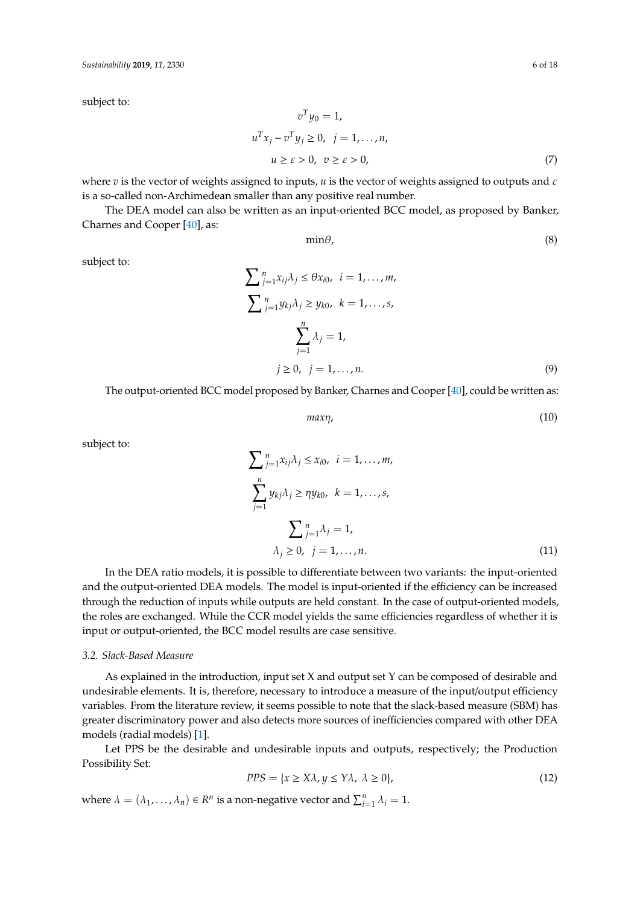subject to:

$$
\begin{gathered}
v^T y_0 = 1, \\
u^T x_j - v^T y_j \geq 0, \quad j = 1, \ldots, n, \\
u \geq \varepsilon > 0, \quad v \geq \varepsilon > 0,
\end{gathered} \tag{7}
$$

where $v$ is the vector of weights assigned to inputs, $u$ is the vector of weights assigned to outputs and $\varepsilon$ is a so-called non-Archimedean smaller than any positive real number.

The DEA model can also be written as an input-oriented BCC model, as proposed by Banker, Charnes and Cooper [40], as:

$$
\min \theta, \tag{8}
$$

subject to:

$$
\begin{gathered}
\sum\nolimits_{j=1}^{n} x_{ij} \lambda_j \leq \theta x_{i0}, \quad i = 1, \ldots, m, \\
\sum\nolimits_{j=1}^{n} y_{kj} \lambda_j \geq y_{k0}, \quad k = 1, \ldots, s, \\
\sum_{j=1}^{n} \lambda_j = 1, \\
j \geq 0, \quad j = 1, \ldots, n.
\end{gathered} \tag{9}
$$

The output-oriented BCC model proposed by Banker, Charnes and Cooper [40], could be written as:

$$
max \eta, \tag{10}
$$

subject to:

$$
\begin{gathered}
\sum\nolimits_{j=1}^{n} x_{ij} \lambda_j \leq x_{i0}, \quad i = 1, \ldots, m, \\
\sum_{j=1}^{n} y_{kj} \lambda_j \geq \eta y_{k0}, \quad k = 1, \ldots, s, \\
\sum\nolimits_{j=1}^{n} \lambda_j = 1, \\
\lambda_j \geq 0, \quad j = 1, \ldots, n.
\end{gathered} \tag{11}
$$

In the DEA ratio models, it is possible to differentiate between two variants: the input-oriented and the output-oriented DEA models. The model is input-oriented if the efficiency can be increased through the reduction of inputs while outputs are held constant. In the case of output-oriented models, the roles are exchanged. While the CCR model yields the same efficiencies regardless of whether it is input or output-oriented, the BCC model results are case sensitive.

### *3.2. Slack-Based Measure*

As explained in the introduction, input set X and output set Y can be composed of desirable and undesirable elements. It is, therefore, necessary to introduce a measure of the input/output efficiency variables. From the literature review, it seems possible to note that the slack-based measure (SBM) has greater discriminatory power and also detects more sources of inefficiencies compared with other DEA models (radial models) [1].

Let PPS be the desirable and undesirable inputs and outputs, respectively; the Production Possibility Set:

$$
PPS = \{x \geq X\lambda, y \leq Y\lambda, \ \lambda \geq 0\}, \tag{12}
$$

where $\lambda = (\lambda_1, \ldots, \lambda_n) \in R^n$ is a non-negative vector and $\sum_{i=1}^{n} \lambda_i = 1$.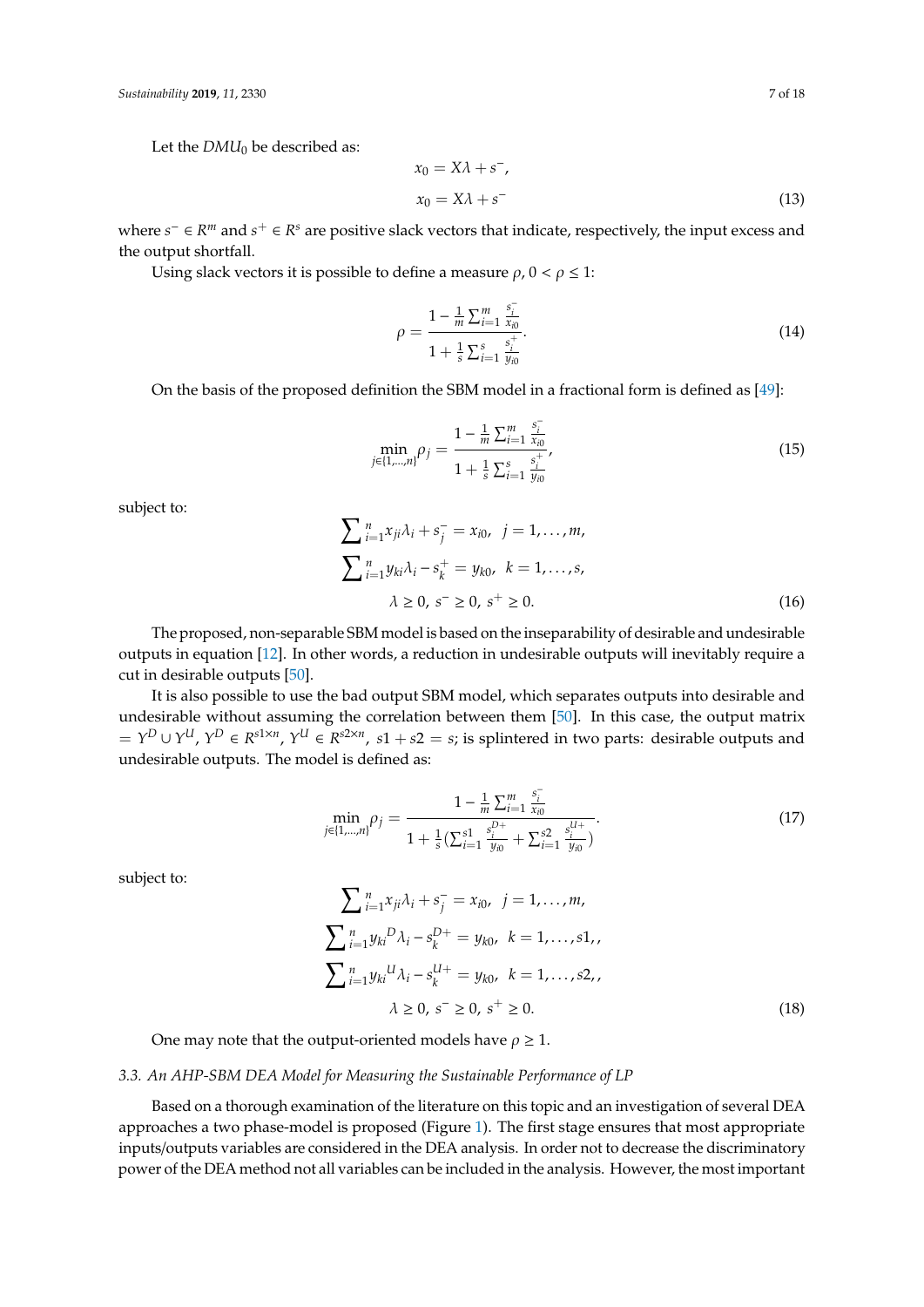Let the $DMU_0$ be described as:

$$x_0 = X\lambda + s^-,$$

$$x_0 = X\lambda + s^- \tag{13}$$

where $s^- \in R^m$ and $s^+ \in R^s$ are positive slack vectors that indicate, respectively, the input excess and the output shortfall.

Using slack vectors it is possible to define a measure $\rho$, $0 < \rho \leq 1$:

$$\rho = \frac{1 - \frac{1}{m}\sum_{i=1}^{m} \frac{s_i^-}{x_{i0}}}{1 + \frac{1}{s}\sum_{i=1}^{s} \frac{s_i^+}{y_{i0}}}. \tag{14}$$

On the basis of the proposed definition the SBM model in a fractional form is defined as [49]:

$$\min_{j\in\{1,\ldots,n\}} \rho_j = \frac{1 - \frac{1}{m}\sum_{i=1}^{m} \frac{s_i^-}{x_{i0}}}{1 + \frac{1}{s}\sum_{i=1}^{s} \frac{s_i^+}{y_{i0}}}, \tag{15}$$

subject to:

$$\begin{aligned} &\sum\nolimits_{i=1}^{n} x_{ji}\lambda_i + s_j^- = x_{i0},\ \ j = 1,\ldots,m, \\ &\sum\nolimits_{i=1}^{n} y_{ki}\lambda_i - s_k^+ = y_{k0},\ \ k = 1,\ldots,s, \\ &\lambda \geq 0,\ s^- \geq 0,\ s^+ \geq 0. \end{aligned} \tag{16}$$

The proposed, non-separable SBM model is based on the inseparability of desirable and undesirable outputs in equation [12]. In other words, a reduction in undesirable outputs will inevitably require a cut in desirable outputs [50].

It is also possible to use the bad output SBM model, which separates outputs into desirable and undesirable without assuming the correlation between them [50]. In this case, the output matrix $= Y^D \cup Y^U$, $Y^D \in R^{s1\times n}$, $Y^U \in R^{s2\times n}$, $s1 + s2 = s$; is splintered in two parts: desirable outputs and undesirable outputs. The model is defined as:

$$\min_{j\in\{1,\ldots,n\}} \rho_j = \frac{1 - \frac{1}{m}\sum_{i=1}^{m} \frac{s_i^-}{x_{i0}}}{1 + \frac{1}{s}\left(\sum_{i=1}^{s1} \frac{s_i^{D+}}{y_{i0}} + \sum_{i=1}^{s2} \frac{s_i^{U+}}{y_{i0}}\right)}. \tag{17}$$

subject to:

$$\begin{aligned} &\sum\nolimits_{i=1}^{n} x_{ji}\lambda_i + s_j^- = x_{i0},\ \ j = 1,\ldots,m, \\ &\sum\nolimits_{i=1}^{n} {y_{ki}}^D\lambda_i - s_k^{D+} = y_{k0},\ \ k = 1,\ldots,s1,, \\ &\sum\nolimits_{i=1}^{n} {y_{ki}}^U\lambda_i - s_k^{U+} = y_{k0},\ \ k = 1,\ldots,s2,, \\ &\lambda \geq 0,\ s^- \geq 0,\ s^+ \geq 0. \end{aligned} \tag{18}$$

One may note that the output-oriented models have $\rho \geq 1$.

### *3.3. An AHP-SBM DEA Model for Measuring the Sustainable Performance of LP*

Based on a thorough examination of the literature on this topic and an investigation of several DEA approaches a two phase-model is proposed (Figure 1). The first stage ensures that most appropriate inputs/outputs variables are considered in the DEA analysis. In order not to decrease the discriminatory power of the DEA method not all variables can be included in the analysis. However, the most important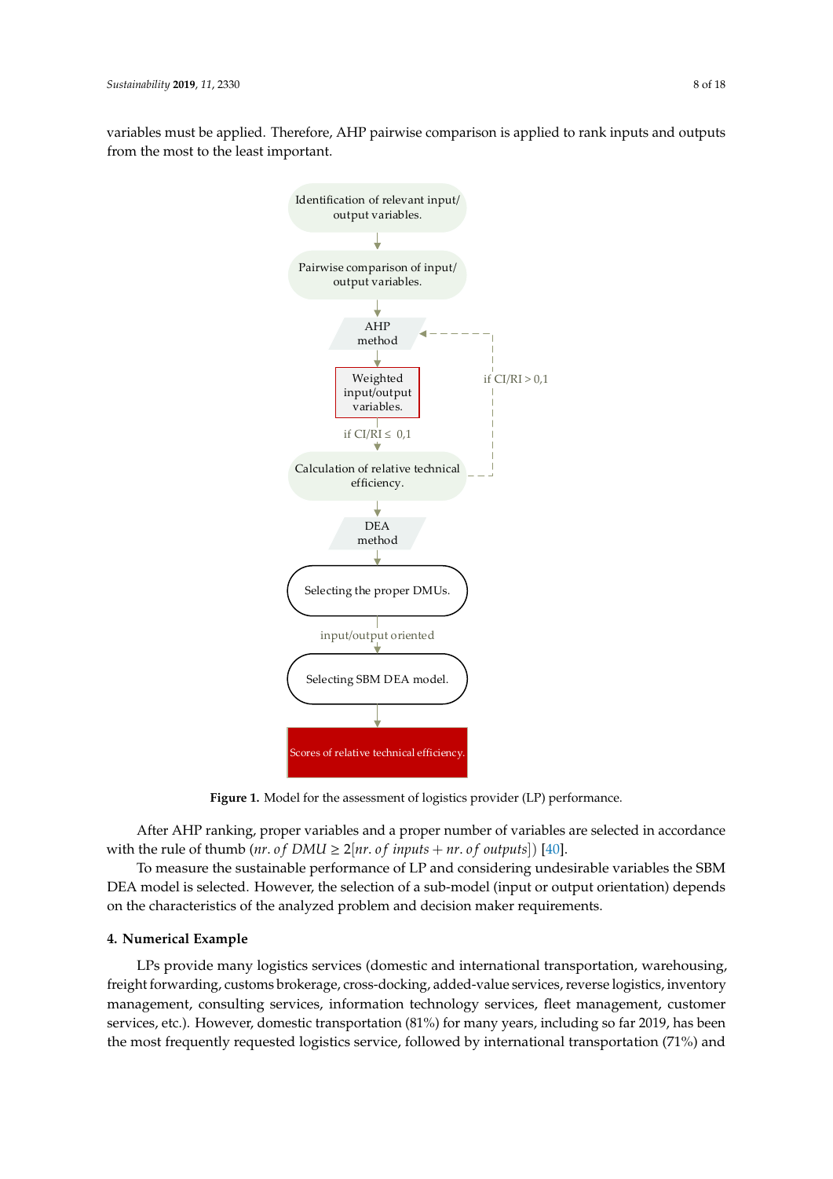variables must be applied. Therefore, AHP pairwise comparison is applied to rank inputs and outputs from the most to the least important.

Figure 1. Model for the assessment of logistics provider (LP) performance.

After AHP ranking, proper variables and a proper number of variables are selected in accordance with the rule of thumb ($nr.\ of\ DMU \geq 2[nr.\ of\ inputs + nr.\ of\ outputs]$) [40].

To measure the sustainable performance of LP and considering undesirable variables the SBM DEA model is selected. However, the selection of a sub-model (input or output orientation) depends on the characteristics of the analyzed problem and decision maker requirements.

## 4. Numerical Example

LPs provide many logistics services (domestic and international transportation, warehousing, freight forwarding, customs brokerage, cross-docking, added-value services, reverse logistics, inventory management, consulting services, information technology services, fleet management, customer services, etc.). However, domestic transportation (81%) for many years, including so far 2019, has been the most frequently requested logistics service, followed by international transportation (71%) and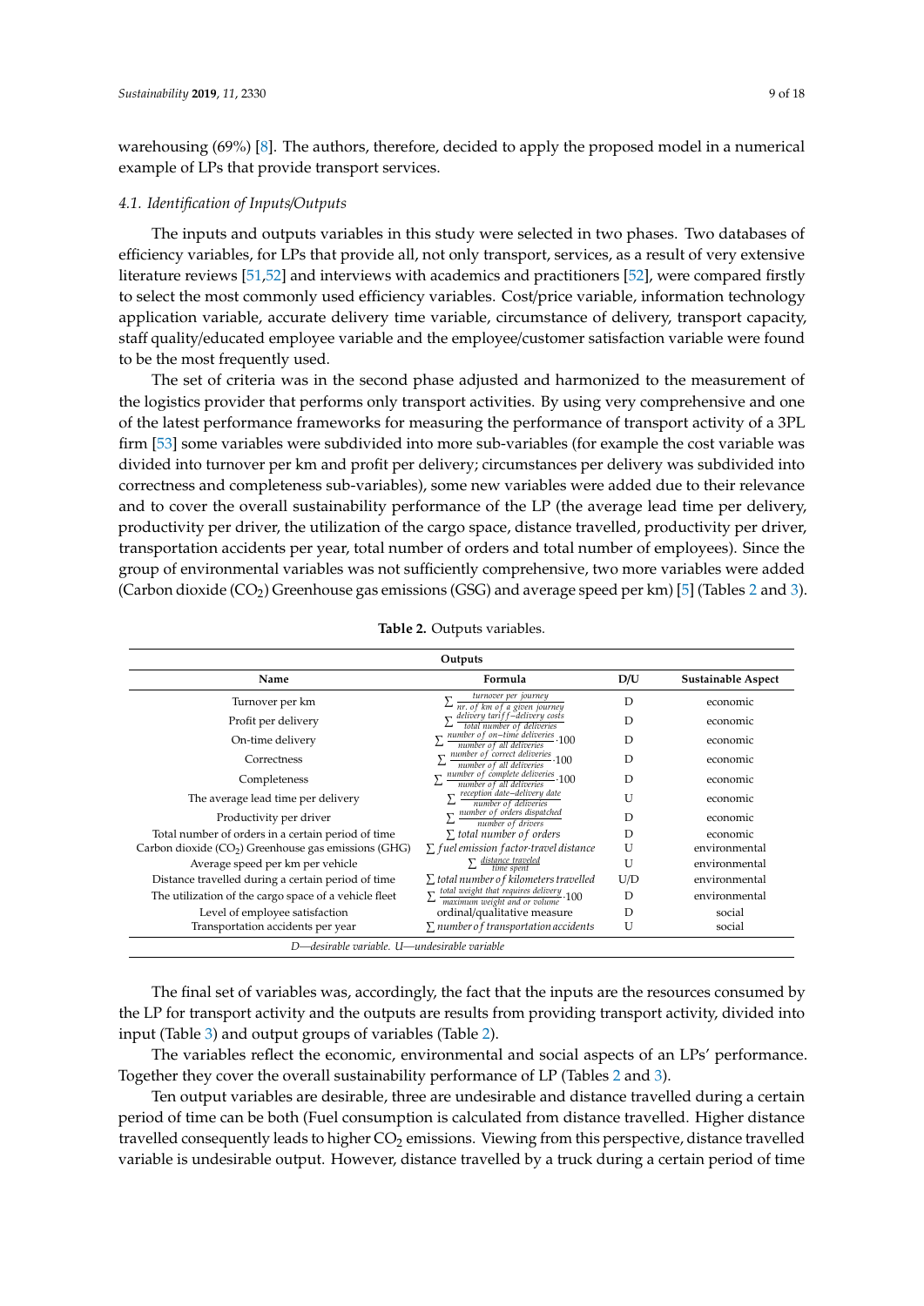warehousing (69%) [8]. The authors, therefore, decided to apply the proposed model in a numerical example of LPs that provide transport services.

### *4.1. Identification of Inputs/Outputs*

The inputs and outputs variables in this study were selected in two phases. Two databases of efficiency variables, for LPs that provide all, not only transport, services, as a result of very extensive literature reviews [51,52] and interviews with academics and practitioners [52], were compared firstly to select the most commonly used efficiency variables. Cost/price variable, information technology application variable, accurate delivery time variable, circumstance of delivery, transport capacity, staff quality/educated employee variable and the employee/customer satisfaction variable were found to be the most frequently used.

The set of criteria was in the second phase adjusted and harmonized to the measurement of the logistics provider that performs only transport activities. By using very comprehensive and one of the latest performance frameworks for measuring the performance of transport activity of a 3PL firm [53] some variables were subdivided into more sub-variables (for example the cost variable was divided into turnover per km and profit per delivery; circumstances per delivery was subdivided into correctness and completeness sub-variables), some new variables were added due to their relevance and to cover the overall sustainability performance of the LP (the average lead time per delivery, productivity per driver, the utilization of the cargo space, distance travelled, productivity per driver, transportation accidents per year, total number of orders and total number of employees). Since the group of environmental variables was not sufficiently comprehensive, two more variables were added (Carbon dioxide ($CO_2$) Greenhouse gas emissions (GSG) and average speed per km) [5] (Tables 2 and 3).

**Table 2.** Outputs variables.

| Outputs | | | |
|---|---|---|---|
| **Name** | **Formula** | **D/U** | **Sustainable Aspect** |
| Turnover per km | $\sum \frac{turnover\ per\ journey}{nr.\ of\ km\ of\ a\ given\ journey}$ | D | economic |
| Profit per delivery | $\sum \frac{delivery\ tariff - delivery\ costs}{total\ number\ of\ deliveries}$ | D | economic |
| On-time delivery | $\sum \frac{number\ of\ on-time\ deliveries}{number\ of\ all\ deliveries} \cdot 100$ | D | economic |
| Correctness | $\sum \frac{number\ of\ correct\ deliveries}{number\ of\ all\ deliveries} \cdot 100$ | D | economic |
| Completeness | $\sum \frac{number\ of\ complete\ deliveries}{number\ of\ all\ deliveries} \cdot 100$ | D | economic |
| The average lead time per delivery | $\sum \frac{reception\ date - delivery\ date}{number\ of\ deliveries}$ | U | economic |
| Productivity per driver | $\sum \frac{number\ of\ orders\ dispatched}{number\ of\ drivers}$ | D | economic |
| Total number of orders in a certain period of time | $\sum total\ number\ of\ orders$ | D | economic |
| Carbon dioxide ($CO_2$) Greenhouse gas emissions (GHG) | $\sum fuel\ emission\ factor \cdot travel\ distance$ | U | environmental |
| Average speed per km per vehicle | $\sum \frac{distance\ traveled}{time\ spent}$ | U | environmental |
| Distance travelled during a certain period of time | $\sum total\ number\ of\ kilometers\ travelled$ | U/D | environmental |
| The utilization of the cargo space of a vehicle fleet | $\sum \frac{total\ weight\ that\ requires\ delivery}{maximum\ weight\ and\ or\ volume} \cdot 100$ | D | environmental |
| Level of employee satisfaction | ordinal/qualitative measure | D | social |
| Transportation accidents per year | $\sum number\ of\ transportation\ accidents$ | U | social |

*D—desirable variable. U—undesirable variable*

The final set of variables was, accordingly, the fact that the inputs are the resources consumed by the LP for transport activity and the outputs are results from providing transport activity, divided into input (Table 3) and output groups of variables (Table 2).

The variables reflect the economic, environmental and social aspects of an LPs' performance. Together they cover the overall sustainability performance of LP (Tables 2 and 3).

Ten output variables are desirable, three are undesirable and distance travelled during a certain period of time can be both (Fuel consumption is calculated from distance travelled. Higher distance travelled consequently leads to higher $CO_2$ emissions. Viewing from this perspective, distance travelled variable is undesirable output. However, distance travelled by a truck during a certain period of time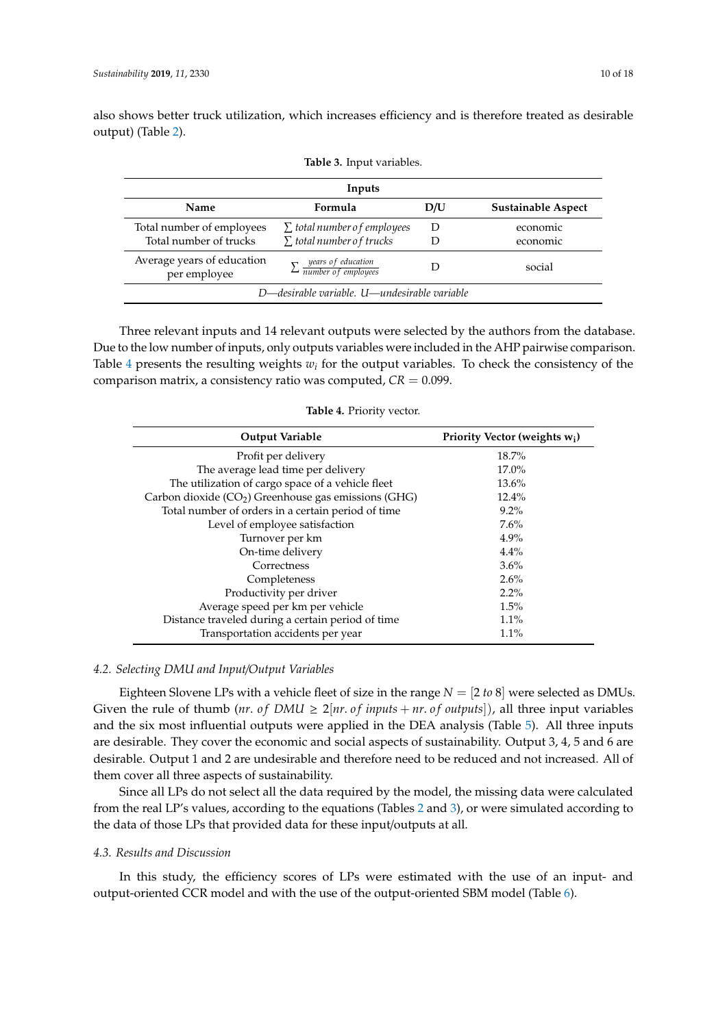also shows better truck utilization, which increases efficiency and is therefore treated as desirable output) (Table 2).

**Table 3.** Input variables.

| Inputs | | | |
|---|---|---|---|
| **Name** | **Formula** | **D/U** | **Sustainable Aspect** |
| Total number of employees | $\sum$ *total number of employees* | D | economic |
| Total number of trucks | $\sum$ *total number of trucks* | D | economic |
| Average years of education per employee | $\sum \frac{years\ of\ education}{number\ of\ employees}$ | D | social |
| *D—desirable variable. U—undesirable variable* | | | |

Three relevant inputs and 14 relevant outputs were selected by the authors from the database. Due to the low number of inputs, only outputs variables were included in the AHP pairwise comparison. Table 4 presents the resulting weights $w_i$ for the output variables. To check the consistency of the comparison matrix, a consistency ratio was computed, $CR = 0.099$.

**Table 4.** Priority vector.

| Output Variable | Priority Vector (weights $w_i$) |
|---|---|
| Profit per delivery | 18.7% |
| The average lead time per delivery | 17.0% |
| The utilization of cargo space of a vehicle fleet | 13.6% |
| Carbon dioxide ($CO_2$) Greenhouse gas emissions (GHG) | 12.4% |
| Total number of orders in a certain period of time | 9.2% |
| Level of employee satisfaction | 7.6% |
| Turnover per km | 4.9% |
| On-time delivery | 4.4% |
| Correctness | 3.6% |
| Completeness | 2.6% |
| Productivity per driver | 2.2% |
| Average speed per km per vehicle | 1.5% |
| Distance traveled during a certain period of time | 1.1% |
| Transportation accidents per year | 1.1% |

### 4.2. Selecting DMU and Input/Output Variables

Eighteen Slovene LPs with a vehicle fleet of size in the range $N = [2\ to\ 8]$ were selected as DMUs. Given the rule of thumb ($nr.\ of\ DMU \geq 2[nr.\ of\ inputs + nr.\ of\ outputs]$), all three input variables and the six most influential outputs were applied in the DEA analysis (Table 5). All three inputs are desirable. They cover the economic and social aspects of sustainability. Output 3, 4, 5 and 6 are desirable. Output 1 and 2 are undesirable and therefore need to be reduced and not increased. All of them cover all three aspects of sustainability.

Since all LPs do not select all the data required by the model, the missing data were calculated from the real LP's values, according to the equations (Tables 2 and 3), or were simulated according to the data of those LPs that provided data for these input/outputs at all.

### 4.3. Results and Discussion

In this study, the efficiency scores of LPs were estimated with the use of an input- and output-oriented CCR model and with the use of the output-oriented SBM model (Table 6).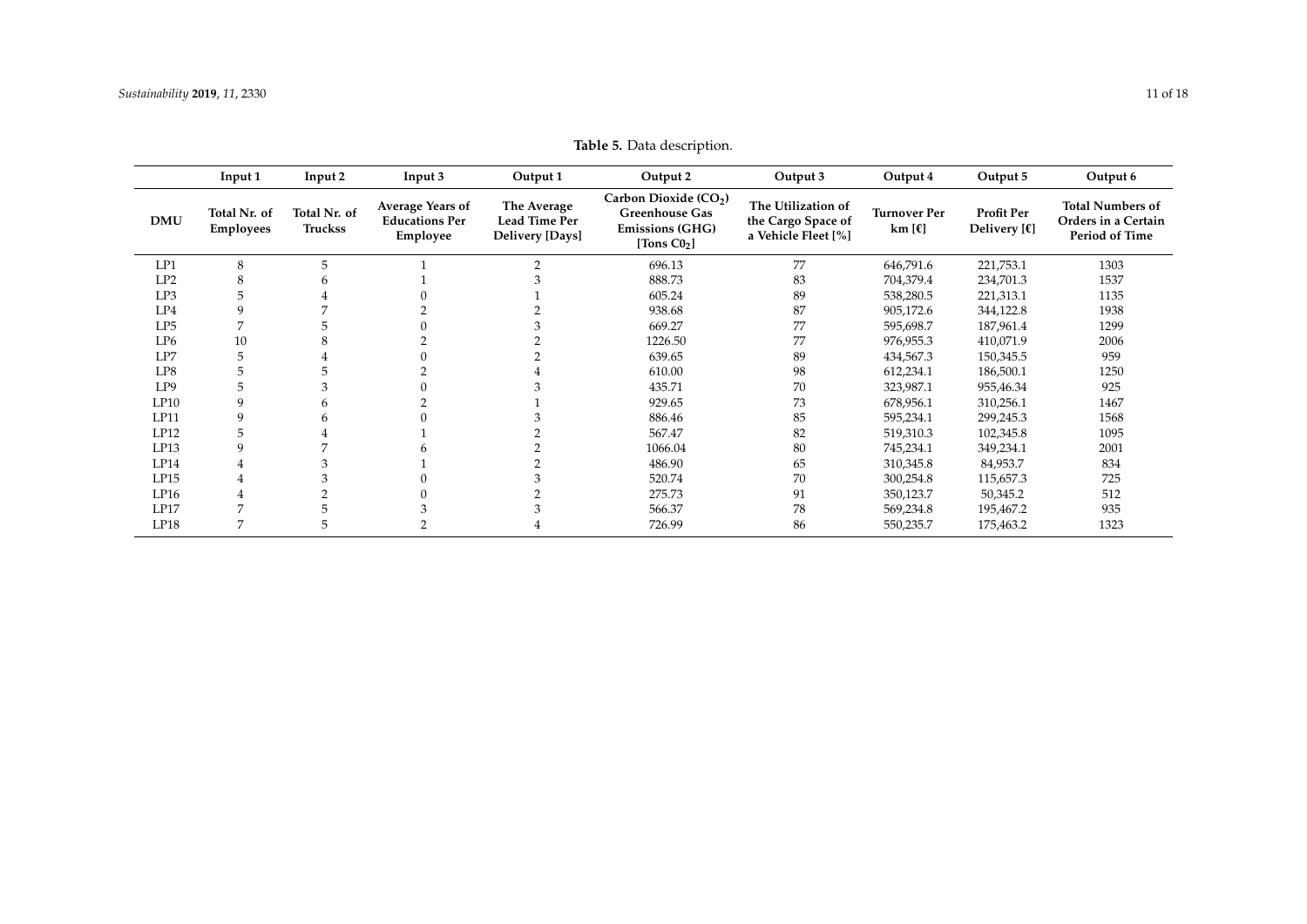**Table 5.** Data description.

| | Input 1 | Input 2 | Input 3 | Output 1 | Output 2 | Output 3 | Output 4 | Output 5 | Output 6 |
|---|---|---|---|---|---|---|---|---|---|
| **DMU** | **Total Nr. of Employees** | **Total Nr. of Truckss** | **Average Years of Educations Per Employee** | **The Average Lead Time Per Delivery [Days]** | **Carbon Dioxide ($CO_2$) Greenhouse Gas Emissions (GHG) [Tons $C0_2$]** | **The Utilization of the Cargo Space of a Vehicle Fleet [%]** | **Turnover Per km [€]** | **Profit Per Delivery [€]** | **Total Numbers of Orders in a Certain Period of Time** |
| LP1 | 8 | 5 | 1 | 2 | 696.13 | 77 | 646,791.6 | 221,753.1 | 1303 |
| LP2 | 8 | 6 | 1 | 3 | 888.73 | 83 | 704,379.4 | 234,701.3 | 1537 |
| LP3 | 5 | 4 | 0 | 1 | 605.24 | 89 | 538,280.5 | 221,313.1 | 1135 |
| LP4 | 9 | 7 | 2 | 2 | 938.68 | 87 | 905,172.6 | 344,122.8 | 1938 |
| LP5 | 7 | 5 | 0 | 3 | 669.27 | 77 | 595,698.7 | 187,961.4 | 1299 |
| LP6 | 10 | 8 | 2 | 2 | 1226.50 | 77 | 976,955.3 | 410,071.9 | 2006 |
| LP7 | 5 | 4 | 0 | 2 | 639.65 | 89 | 434,567.3 | 150,345.5 | 959 |
| LP8 | 5 | 5 | 2 | 4 | 610.00 | 98 | 612,234.1 | 186,500.1 | 1250 |
| LP9 | 5 | 3 | 0 | 3 | 435.71 | 70 | 323,987.1 | 955,46.34 | 925 |
| LP10 | 9 | 6 | 2 | 1 | 929.65 | 73 | 678,956.1 | 310,256.1 | 1467 |
| LP11 | 9 | 6 | 0 | 3 | 886.46 | 85 | 595,234.1 | 299,245.3 | 1568 |
| LP12 | 5 | 4 | 1 | 2 | 567.47 | 82 | 519,310.3 | 102,345.8 | 1095 |
| LP13 | 9 | 7 | 6 | 2 | 1066.04 | 80 | 745,234.1 | 349,234.1 | 2001 |
| LP14 | 4 | 3 | 1 | 2 | 486.90 | 65 | 310,345.8 | 84,953.7 | 834 |
| LP15 | 4 | 3 | 0 | 3 | 520.74 | 70 | 300,254.8 | 115,657.3 | 725 |
| LP16 | 4 | 2 | 0 | 2 | 275.73 | 91 | 350,123.7 | 50,345.2 | 512 |
| LP17 | 7 | 5 | 3 | 3 | 566.37 | 78 | 569,234.8 | 195,467.2 | 935 |
| LP18 | 7 | 5 | 2 | 4 | 726.99 | 86 | 550,235.7 | 175,463.2 | 1323 |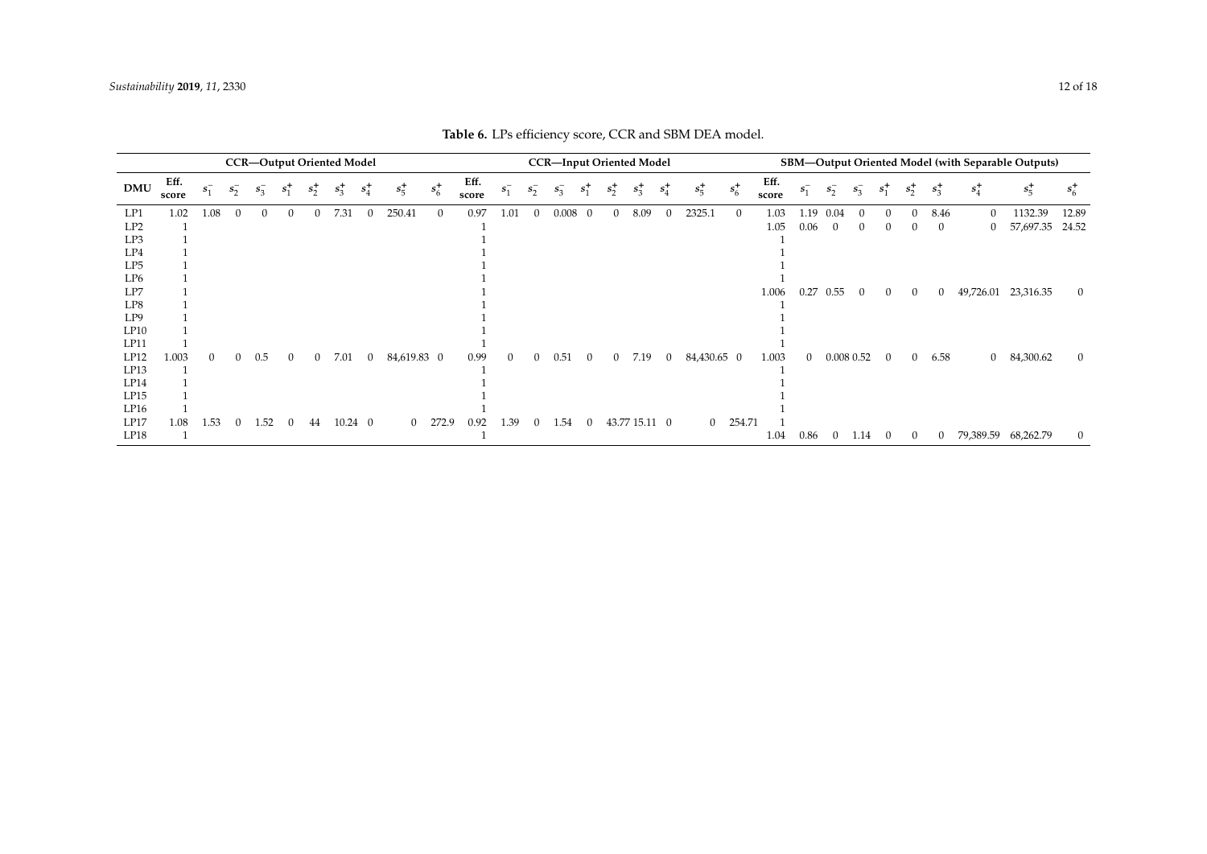**Table 6.** LPs efficiency score, CCR and SBM DEA model.

| | CCR—Output Oriented Model | | | | | | | | | | CCR—Input Oriented Model | | | | | | | | | | SBM—Output Oriented Model (with Separable Outputs) | | | | | | | | | |
|---|---|---|---|---|---|---|---|---|---|---|---|---|---|---|---|---|---|---|---|---|---|---|---|---|---|---|---|---|---|---|
| **DMU** | **Eff. score** | $s_1^-$ | $s_2^-$ | $s_3^-$ | $s_1^+$ | $s_2^+$ | $s_3^+$ | $s_4^+$ | $s_5^+$ | $s_6^+$ | **Eff. score** | $s_1^-$ | $s_2^-$ | $s_3^-$ | $s_1^+$ | $s_2^+$ | $s_3^+$ | $s_4^+$ | $s_5^+$ | $s_6^+$ | **Eff. score** | $s_1^-$ | $s_2^-$ | $s_3^-$ | $s_1^+$ | $s_2^+$ | $s_3^+$ | $s_4^+$ | $s_5^+$ | $s_6^+$ |
| LP1 | 1.02 | 1.08 | 0 | 0 | 0 | 0 | 7.31 | 0 | 250.41 | 0 | 0.97 | 1.01 | 0 | 0.008 | 0 | 0 | 8.09 | 0 | 2325.1 | 0 | 1.03 | 1.19 | 0.04 | 0 | 0 | 0 | 8.46 | 0 | 1132.39 | 12.89 |
| LP2 | 1 | | | | | | | | | | 1 | | | | | | | | | | 1.05 | 0.06 | 0 | 0 | 0 | 0 | 0 | 0 | 57,697.35 | 24.52 |
| LP3 | 1 | | | | | | | | | | 1 | | | | | | | | | | 1 | | | | | | | | | |
| LP4 | 1 | | | | | | | | | | 1 | | | | | | | | | | 1 | | | | | | | | | |
| LP5 | 1 | | | | | | | | | | 1 | | | | | | | | | | 1 | | | | | | | | | |
| LP6 | 1 | | | | | | | | | | 1 | | | | | | | | | | 1 | | | | | | | | | |
| LP7 | 1 | | | | | | | | | | 1 | | | | | | | | | | 1.006 | 0.27 | 0.55 | 0 | 0 | 0 | 0 | 49,726.01 | 23,316.35 | 0 |
| LP8 | 1 | | | | | | | | | | 1 | | | | | | | | | | 1 | | | | | | | | | |
| LP9 | 1 | | | | | | | | | | 1 | | | | | | | | | | 1 | | | | | | | | | |
| LP10 | 1 | | | | | | | | | | 1 | | | | | | | | | | 1 | | | | | | | | | |
| LP11 | 1 | | | | | | | | | | 1 | | | | | | | | | | 1 | | | | | | | | | |
| LP12 | 1.003 | 0 | 0 | 0.5 | 0 | 0 | 7.01 | 0 | 84,619.83 | 0 | 0.99 | 0 | 0 | 0.51 | 0 | 0 | 7.19 | 0 | 84,430.65 | 0 | 1.003 | 0 | 0.008 | 0.52 | 0 | 0 | 6.58 | 0 | 84,300.62 | 0 |
| LP13 | 1 | | | | | | | | | | 1 | | | | | | | | | | 1 | | | | | | | | | |
| LP14 | 1 | | | | | | | | | | 1 | | | | | | | | | | 1 | | | | | | | | | |
| LP15 | 1 | | | | | | | | | | 1 | | | | | | | | | | 1 | | | | | | | | | |
| LP16 | 1 | | | | | | | | | | 1 | | | | | | | | | | 1 | | | | | | | | | |
| LP17 | 1.08 | 1.53 | 0 | 1.52 | 0 | 44 | 10.24 | 0 | 0 | 272.9 | 0.92 | 1.39 | 0 | 1.54 | 0 | 43.77 | 15.11 | 0 | 0 | 254.71 | 1 | | | | | | | | | |
| LP18 | 1 | | | | | | | | | | 1 | | | | | | | | | | 1.04 | 0.86 | 0 | 1.14 | 0 | 0 | 0 | 79,389.59 | 68,262.79 | 0 |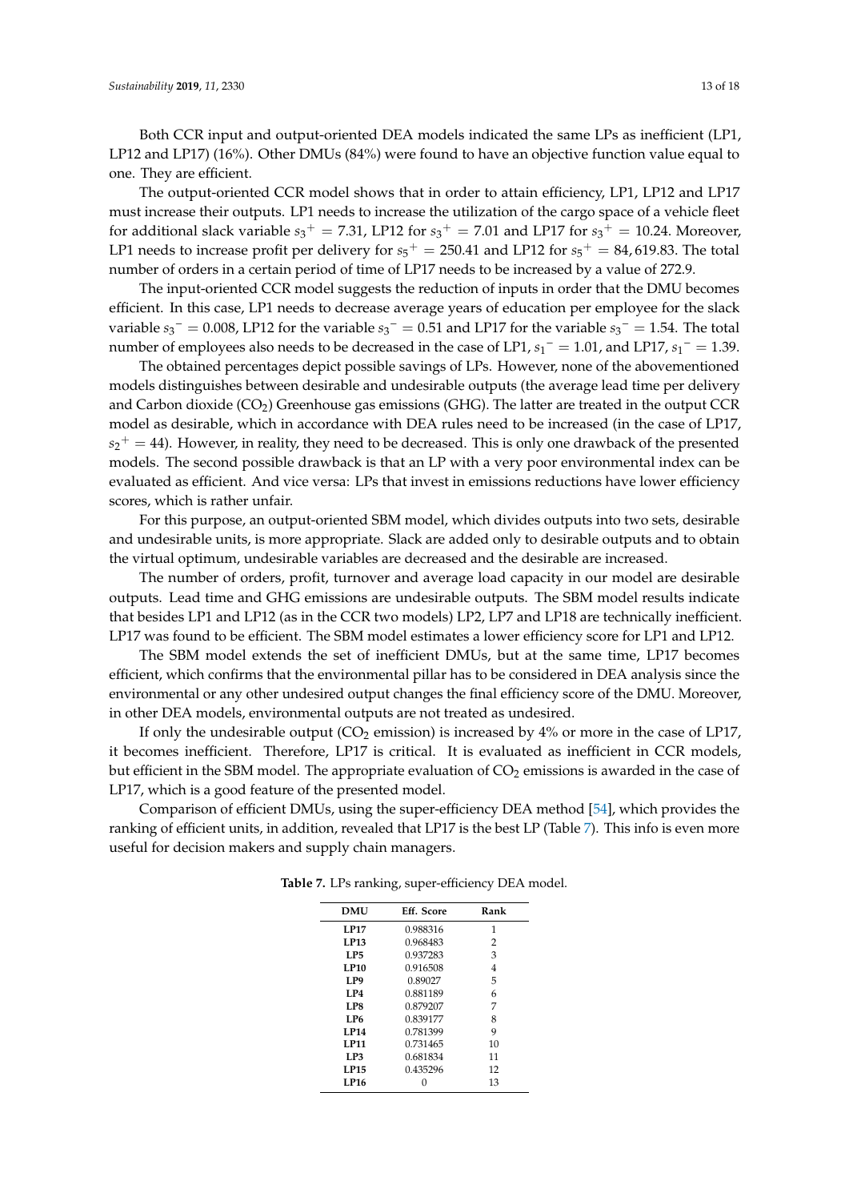Both CCR input and output-oriented DEA models indicated the same LPs as inefficient (LP1, LP12 and LP17) (16%). Other DMUs (84%) were found to have an objective function value equal to one. They are efficient.

The output-oriented CCR model shows that in order to attain efficiency, LP1, LP12 and LP17 must increase their outputs. LP1 needs to increase the utilization of the cargo space of a vehicle fleet for additional slack variable $s_3{}^+ = 7.31$, LP12 for $s_3{}^+ = 7.01$ and LP17 for $s_3{}^+ = 10.24$. Moreover, LP1 needs to increase profit per delivery for $s_5{}^+ = 250.41$ and LP12 for $s_5{}^+ = 84,619.83$. The total number of orders in a certain period of time of LP17 needs to be increased by a value of 272.9.

The input-oriented CCR model suggests the reduction of inputs in order that the DMU becomes efficient. In this case, LP1 needs to decrease average years of education per employee for the slack variable $s_3{}^- = 0.008$, LP12 for the variable $s_3{}^- = 0.51$ and LP17 for the variable $s_3{}^- = 1.54$. The total number of employees also needs to be decreased in the case of LP1, $s_1{}^- = 1.01$, and LP17, $s_1{}^- = 1.39$.

The obtained percentages depict possible savings of LPs. However, none of the abovementioned models distinguishes between desirable and undesirable outputs (the average lead time per delivery and Carbon dioxide ($CO_2$) Greenhouse gas emissions (GHG). The latter are treated in the output CCR model as desirable, which in accordance with DEA rules need to be increased (in the case of LP17, $s_2{}^+ = 44$). However, in reality, they need to be decreased. This is only one drawback of the presented models. The second possible drawback is that an LP with a very poor environmental index can be evaluated as efficient. And vice versa: LPs that invest in emissions reductions have lower efficiency scores, which is rather unfair.

For this purpose, an output-oriented SBM model, which divides outputs into two sets, desirable and undesirable units, is more appropriate. Slack are added only to desirable outputs and to obtain the virtual optimum, undesirable variables are decreased and the desirable are increased.

The number of orders, profit, turnover and average load capacity in our model are desirable outputs. Lead time and GHG emissions are undesirable outputs. The SBM model results indicate that besides LP1 and LP12 (as in the CCR two models) LP2, LP7 and LP18 are technically inefficient. LP17 was found to be efficient. The SBM model estimates a lower efficiency score for LP1 and LP12.

The SBM model extends the set of inefficient DMUs, but at the same time, LP17 becomes efficient, which confirms that the environmental pillar has to be considered in DEA analysis since the environmental or any other undesired output changes the final efficiency score of the DMU. Moreover, in other DEA models, environmental outputs are not treated as undesired.

If only the undesirable output ($CO_2$ emission) is increased by 4% or more in the case of LP17, it becomes inefficient. Therefore, LP17 is critical. It is evaluated as inefficient in CCR models, but efficient in the SBM model. The appropriate evaluation of $CO_2$ emissions is awarded in the case of LP17, which is a good feature of the presented model.

Comparison of efficient DMUs, using the super-efficiency DEA method [54], which provides the ranking of efficient units, in addition, revealed that LP17 is the best LP (Table 7). This info is even more useful for decision makers and supply chain managers.

**Table 7.** LPs ranking, super-efficiency DEA model.

| DMU | Eff. Score | Rank |
|---|---|---|
| **LP17** | 0.988316 | 1 |
| **LP13** | 0.968483 | 2 |
| **LP5** | 0.937283 | 3 |
| **LP10** | 0.916508 | 4 |
| **LP9** | 0.89027 | 5 |
| **LP4** | 0.881189 | 6 |
| **LP8** | 0.879207 | 7 |
| **LP6** | 0.839177 | 8 |
| **LP14** | 0.781399 | 9 |
| **LP11** | 0.731465 | 10 |
| **LP3** | 0.681834 | 11 |
| **LP15** | 0.435296 | 12 |
| **LP16** | 0 | 13 |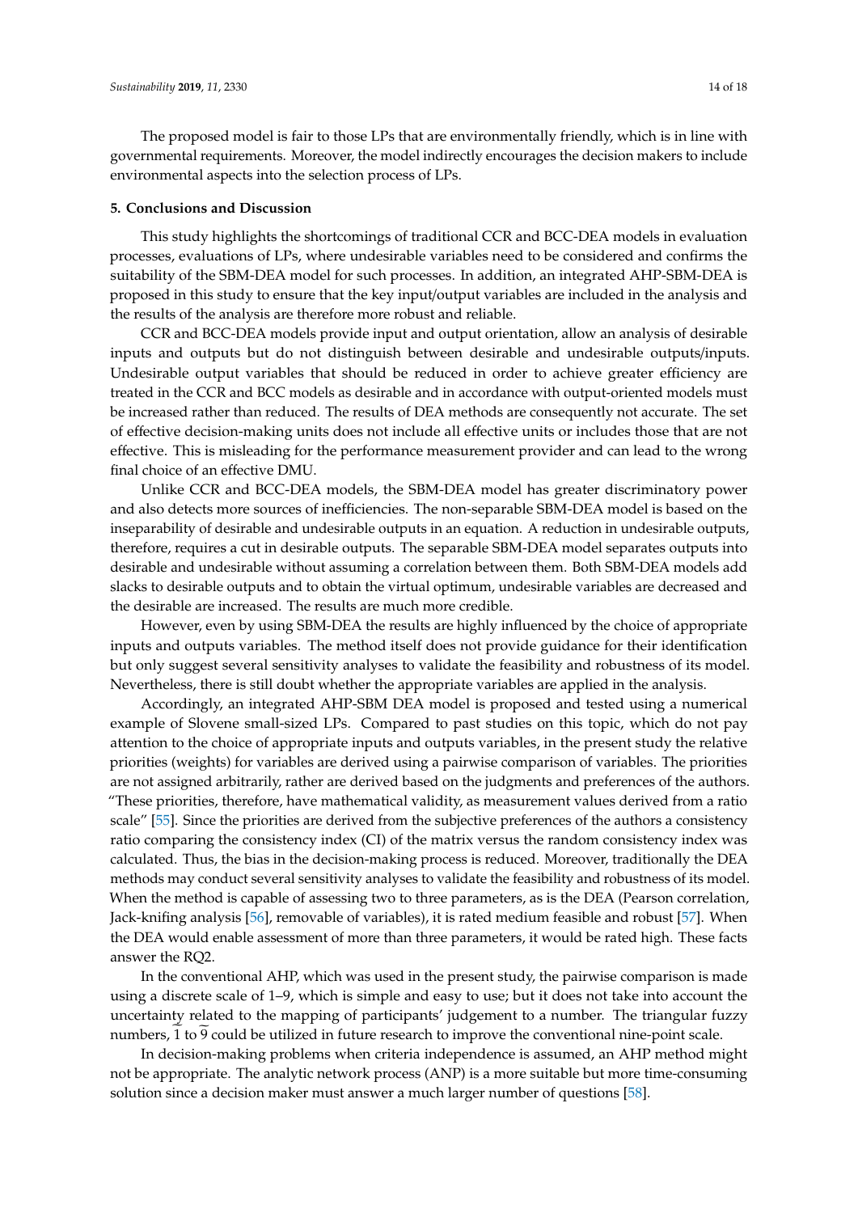The proposed model is fair to those LPs that are environmentally friendly, which is in line with governmental requirements. Moreover, the model indirectly encourages the decision makers to include environmental aspects into the selection process of LPs.

## 5. Conclusions and Discussion

This study highlights the shortcomings of traditional CCR and BCC-DEA models in evaluation processes, evaluations of LPs, where undesirable variables need to be considered and confirms the suitability of the SBM-DEA model for such processes. In addition, an integrated AHP-SBM-DEA is proposed in this study to ensure that the key input/output variables are included in the analysis and the results of the analysis are therefore more robust and reliable.

CCR and BCC-DEA models provide input and output orientation, allow an analysis of desirable inputs and outputs but do not distinguish between desirable and undesirable outputs/inputs. Undesirable output variables that should be reduced in order to achieve greater efficiency are treated in the CCR and BCC models as desirable and in accordance with output-oriented models must be increased rather than reduced. The results of DEA methods are consequently not accurate. The set of effective decision-making units does not include all effective units or includes those that are not effective. This is misleading for the performance measurement provider and can lead to the wrong final choice of an effective DMU.

Unlike CCR and BCC-DEA models, the SBM-DEA model has greater discriminatory power and also detects more sources of inefficiencies. The non-separable SBM-DEA model is based on the inseparability of desirable and undesirable outputs in an equation. A reduction in undesirable outputs, therefore, requires a cut in desirable outputs. The separable SBM-DEA model separates outputs into desirable and undesirable without assuming a correlation between them. Both SBM-DEA models add slacks to desirable outputs and to obtain the virtual optimum, undesirable variables are decreased and the desirable are increased. The results are much more credible.

However, even by using SBM-DEA the results are highly influenced by the choice of appropriate inputs and outputs variables. The method itself does not provide guidance for their identification but only suggest several sensitivity analyses to validate the feasibility and robustness of its model. Nevertheless, there is still doubt whether the appropriate variables are applied in the analysis.

Accordingly, an integrated AHP-SBM DEA model is proposed and tested using a numerical example of Slovene small-sized LPs. Compared to past studies on this topic, which do not pay attention to the choice of appropriate inputs and outputs variables, in the present study the relative priorities (weights) for variables are derived using a pairwise comparison of variables. The priorities are not assigned arbitrarily, rather are derived based on the judgments and preferences of the authors. "These priorities, therefore, have mathematical validity, as measurement values derived from a ratio scale" [55]. Since the priorities are derived from the subjective preferences of the authors a consistency ratio comparing the consistency index (CI) of the matrix versus the random consistency index was calculated. Thus, the bias in the decision-making process is reduced. Moreover, traditionally the DEA methods may conduct several sensitivity analyses to validate the feasibility and robustness of its model. When the method is capable of assessing two to three parameters, as is the DEA (Pearson correlation, Jack-knifing analysis [56], removable of variables), it is rated medium feasible and robust [57]. When the DEA would enable assessment of more than three parameters, it would be rated high. These facts answer the RQ2.

In the conventional AHP, which was used in the present study, the pairwise comparison is made using a discrete scale of 1–9, which is simple and easy to use; but it does not take into account the uncertainty related to the mapping of participants' judgement to a number. The triangular fuzzy numbers, $\widetilde{1}$ to $\widetilde{9}$ could be utilized in future research to improve the conventional nine-point scale.

In decision-making problems when criteria independence is assumed, an AHP method might not be appropriate. The analytic network process (ANP) is a more suitable but more time-consuming solution since a decision maker must answer a much larger number of questions [58].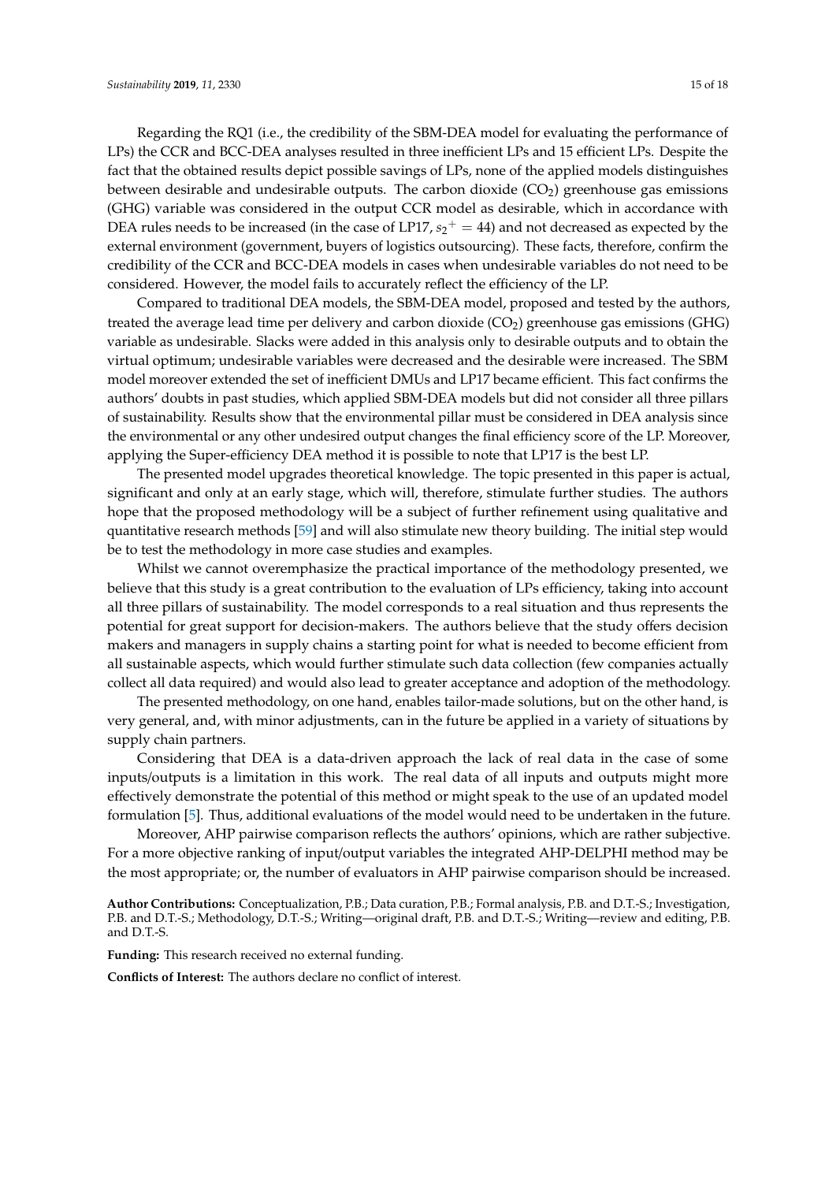Regarding the RQ1 (i.e., the credibility of the SBM-DEA model for evaluating the performance of LPs) the CCR and BCC-DEA analyses resulted in three inefficient LPs and 15 efficient LPs. Despite the fact that the obtained results depict possible savings of LPs, none of the applied models distinguishes between desirable and undesirable outputs. The carbon dioxide ($CO_2$) greenhouse gas emissions (GHG) variable was considered in the output CCR model as desirable, which in accordance with DEA rules needs to be increased (in the case of LP17, $s_2^+ = 44$) and not decreased as expected by the external environment (government, buyers of logistics outsourcing). These facts, therefore, confirm the credibility of the CCR and BCC-DEA models in cases when undesirable variables do not need to be considered. However, the model fails to accurately reflect the efficiency of the LP.

Compared to traditional DEA models, the SBM-DEA model, proposed and tested by the authors, treated the average lead time per delivery and carbon dioxide ($CO_2$) greenhouse gas emissions (GHG) variable as undesirable. Slacks were added in this analysis only to desirable outputs and to obtain the virtual optimum; undesirable variables were decreased and the desirable were increased. The SBM model moreover extended the set of inefficient DMUs and LP17 became efficient. This fact confirms the authors' doubts in past studies, which applied SBM-DEA models but did not consider all three pillars of sustainability. Results show that the environmental pillar must be considered in DEA analysis since the environmental or any other undesired output changes the final efficiency score of the LP. Moreover, applying the Super-efficiency DEA method it is possible to note that LP17 is the best LP.

The presented model upgrades theoretical knowledge. The topic presented in this paper is actual, significant and only at an early stage, which will, therefore, stimulate further studies. The authors hope that the proposed methodology will be a subject of further refinement using qualitative and quantitative research methods [59] and will also stimulate new theory building. The initial step would be to test the methodology in more case studies and examples.

Whilst we cannot overemphasize the practical importance of the methodology presented, we believe that this study is a great contribution to the evaluation of LPs efficiency, taking into account all three pillars of sustainability. The model corresponds to a real situation and thus represents the potential for great support for decision-makers. The authors believe that the study offers decision makers and managers in supply chains a starting point for what is needed to become efficient from all sustainable aspects, which would further stimulate such data collection (few companies actually collect all data required) and would also lead to greater acceptance and adoption of the methodology.

The presented methodology, on one hand, enables tailor-made solutions, but on the other hand, is very general, and, with minor adjustments, can in the future be applied in a variety of situations by supply chain partners.

Considering that DEA is a data-driven approach the lack of real data in the case of some inputs/outputs is a limitation in this work. The real data of all inputs and outputs might more effectively demonstrate the potential of this method or might speak to the use of an updated model formulation [5]. Thus, additional evaluations of the model would need to be undertaken in the future.

Moreover, AHP pairwise comparison reflects the authors' opinions, which are rather subjective. For a more objective ranking of input/output variables the integrated AHP-DELPHI method may be the most appropriate; or, the number of evaluators in AHP pairwise comparison should be increased.

**Author Contributions:** Conceptualization, P.B.; Data curation, P.B.; Formal analysis, P.B. and D.T.-S.; Investigation, P.B. and D.T.-S.; Methodology, D.T.-S.; Writing—original draft, P.B. and D.T.-S.; Writing—review and editing, P.B. and D.T.-S.

**Funding:** This research received no external funding.

**Conflicts of Interest:** The authors declare no conflict of interest.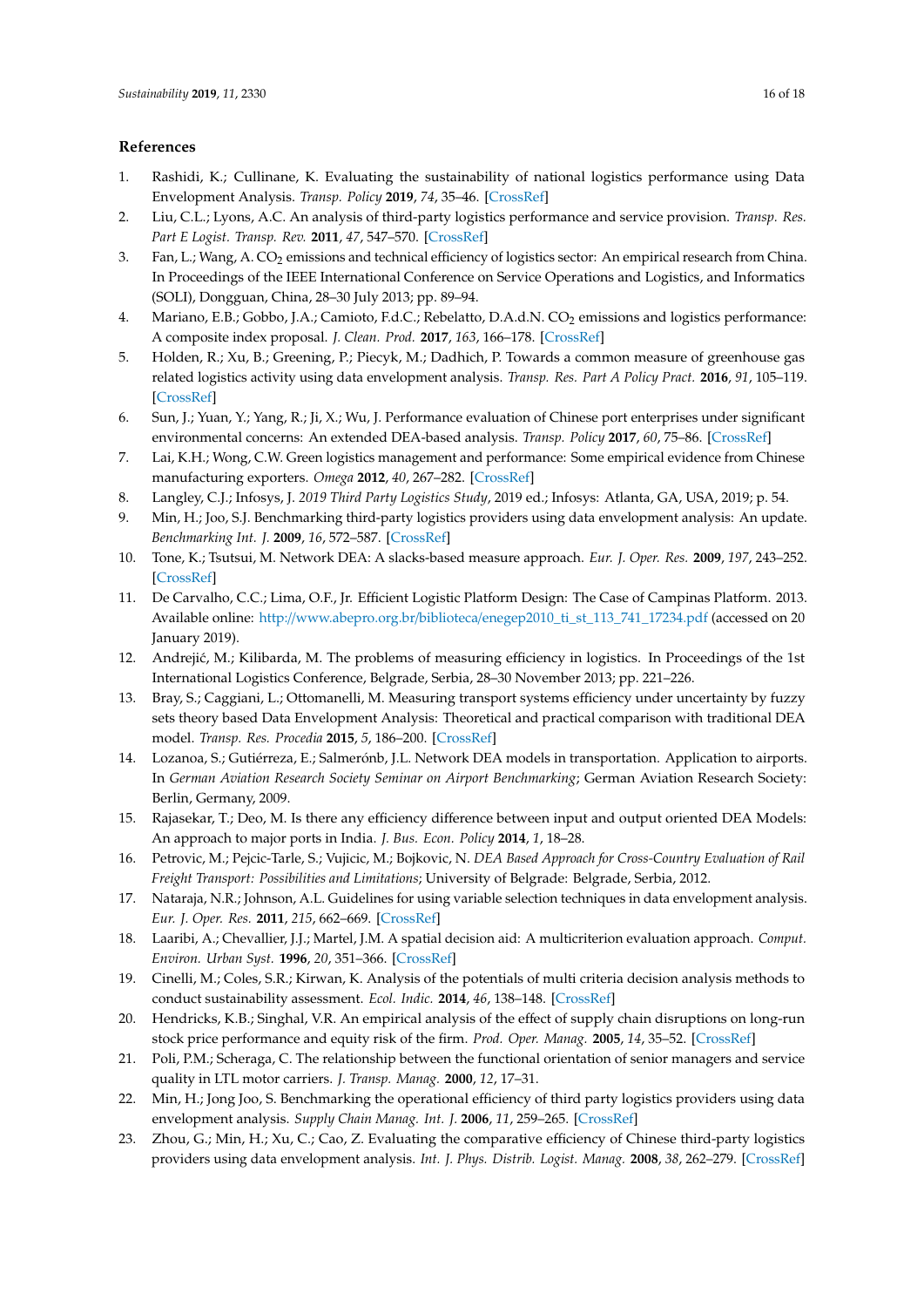## References

1. Rashidi, K.; Cullinane, K. Evaluating the sustainability of national logistics performance using Data Envelopment Analysis. *Transp. Policy* **2019**, *74*, 35–46. [CrossRef]
2. Liu, C.L.; Lyons, A.C. An analysis of third-party logistics performance and service provision. *Transp. Res. Part E Logist. Transp. Rev.* **2011**, *47*, 547–570. [CrossRef]
3. Fan, L.; Wang, A. $CO_2$ emissions and technical efficiency of logistics sector: An empirical research from China. In Proceedings of the IEEE International Conference on Service Operations and Logistics, and Informatics (SOLI), Dongguan, China, 28–30 July 2013; pp. 89–94.
4. Mariano, E.B.; Gobbo, J.A.; Camioto, F.d.C.; Rebelatto, D.A.d.N. $CO_2$ emissions and logistics performance: A composite index proposal. *J. Clean. Prod.* **2017**, *163*, 166–178. [CrossRef]
5. Holden, R.; Xu, B.; Greening, P.; Piecyk, M.; Dadhich, P. Towards a common measure of greenhouse gas related logistics activity using data envelopment analysis. *Transp. Res. Part A Policy Pract.* **2016**, *91*, 105–119. [CrossRef]
6. Sun, J.; Yuan, Y.; Yang, R.; Ji, X.; Wu, J. Performance evaluation of Chinese port enterprises under significant environmental concerns: An extended DEA-based analysis. *Transp. Policy* **2017**, *60*, 75–86. [CrossRef]
7. Lai, K.H.; Wong, C.W. Green logistics management and performance: Some empirical evidence from Chinese manufacturing exporters. *Omega* **2012**, *40*, 267–282. [CrossRef]
8. Langley, C.J.; Infosys, J. *2019 Third Party Logistics Study*, 2019 ed.; Infosys: Atlanta, GA, USA, 2019; p. 54.
9. Min, H.; Joo, S.J. Benchmarking third-party logistics providers using data envelopment analysis: An update. *Benchmarking Int. J.* **2009**, *16*, 572–587. [CrossRef]
10. Tone, K.; Tsutsui, M. Network DEA: A slacks-based measure approach. *Eur. J. Oper. Res.* **2009**, *197*, 243–252. [CrossRef]
11. De Carvalho, C.C.; Lima, O.F., Jr. Efficient Logistic Platform Design: The Case of Campinas Platform. 2013. Available online: http://www.abepro.org.br/biblioteca/enegep2010_ti_st_113_741_17234.pdf (accessed on 20 January 2019).
12. Andrejić, M.; Kilibarda, M. The problems of measuring efficiency in logistics. In Proceedings of the 1st International Logistics Conference, Belgrade, Serbia, 28–30 November 2013; pp. 221–226.
13. Bray, S.; Caggiani, L.; Ottomanelli, M. Measuring transport systems efficiency under uncertainty by fuzzy sets theory based Data Envelopment Analysis: Theoretical and practical comparison with traditional DEA model. *Transp. Res. Procedia* **2015**, *5*, 186–200. [CrossRef]
14. Lozanoa, S.; Gutiérreza, E.; Salmerónb, J.L. Network DEA models in transportation. Application to airports. In *German Aviation Research Society Seminar on Airport Benchmarking*; German Aviation Research Society: Berlin, Germany, 2009.
15. Rajasekar, T.; Deo, M. Is there any efficiency difference between input and output oriented DEA Models: An approach to major ports in India. *J. Bus. Econ. Policy* **2014**, *1*, 18–28.
16. Petrovic, M.; Pejcic-Tarle, S.; Vujicic, M.; Bojkovic, N. *DEA Based Approach for Cross-Country Evaluation of Rail Freight Transport: Possibilities and Limitations*; University of Belgrade: Belgrade, Serbia, 2012.
17. Nataraja, N.R.; Johnson, A.L. Guidelines for using variable selection techniques in data envelopment analysis. *Eur. J. Oper. Res.* **2011**, *215*, 662–669. [CrossRef]
18. Laaribi, A.; Chevallier, J.J.; Martel, J.M. A spatial decision aid: A multicriterion evaluation approach. *Comput. Environ. Urban Syst.* **1996**, *20*, 351–366. [CrossRef]
19. Cinelli, M.; Coles, S.R.; Kirwan, K. Analysis of the potentials of multi criteria decision analysis methods to conduct sustainability assessment. *Ecol. Indic.* **2014**, *46*, 138–148. [CrossRef]
20. Hendricks, K.B.; Singhal, V.R. An empirical analysis of the effect of supply chain disruptions on long-run stock price performance and equity risk of the firm. *Prod. Oper. Manag.* **2005**, *14*, 35–52. [CrossRef]
21. Poli, P.M.; Scheraga, C. The relationship between the functional orientation of senior managers and service quality in LTL motor carriers. *J. Transp. Manag.* **2000**, *12*, 17–31.
22. Min, H.; Jong Joo, S. Benchmarking the operational efficiency of third party logistics providers using data envelopment analysis. *Supply Chain Manag. Int. J.* **2006**, *11*, 259–265. [CrossRef]
23. Zhou, G.; Min, H.; Xu, C.; Cao, Z. Evaluating the comparative efficiency of Chinese third-party logistics providers using data envelopment analysis. *Int. J. Phys. Distrib. Logist. Manag.* **2008**, *38*, 262–279. [CrossRef]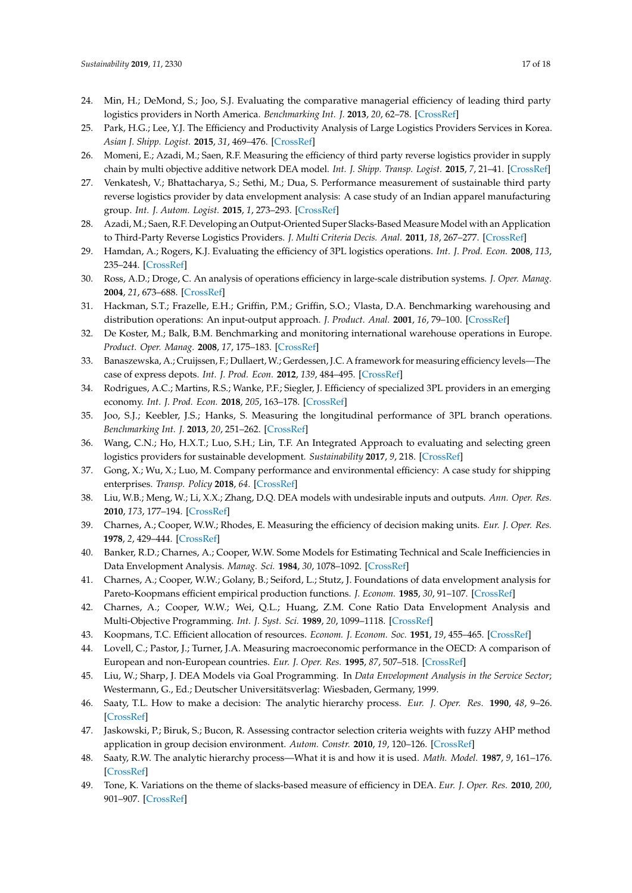24. Min, H.; DeMond, S.; Joo, S.J. Evaluating the comparative managerial efficiency of leading third party logistics providers in North America. *Benchmarking Int. J.* **2013**, *20*, 62–78. [CrossRef]
25. Park, H.G.; Lee, Y.J. The Efficiency and Productivity Analysis of Large Logistics Providers Services in Korea. *Asian J. Shipp. Logist.* **2015**, *31*, 469–476. [CrossRef]
26. Momeni, E.; Azadi, M.; Saen, R.F. Measuring the efficiency of third party reverse logistics provider in supply chain by multi objective additive network DEA model. *Int. J. Shipp. Transp. Logist.* **2015**, *7*, 21–41. [CrossRef]
27. Venkatesh, V.; Bhattacharya, S.; Sethi, M.; Dua, S. Performance measurement of sustainable third party reverse logistics provider by data envelopment analysis: A case study of an Indian apparel manufacturing group. *Int. J. Autom. Logist.* **2015**, *1*, 273–293. [CrossRef]
28. Azadi, M.; Saen, R.F. Developing an Output-Oriented Super Slacks-Based Measure Model with an Application to Third-Party Reverse Logistics Providers. *J. Multi Criteria Decis. Anal.* **2011**, *18*, 267–277. [CrossRef]
29. Hamdan, A.; Rogers, K.J. Evaluating the efficiency of 3PL logistics operations. *Int. J. Prod. Econ.* **2008**, *113*, 235–244. [CrossRef]
30. Ross, A.D.; Droge, C. An analysis of operations efficiency in large-scale distribution systems. *J. Oper. Manag.* **2004**, *21*, 673–688. [CrossRef]
31. Hackman, S.T.; Frazelle, E.H.; Griffin, P.M.; Griffin, S.O.; Vlasta, D.A. Benchmarking warehousing and distribution operations: An input-output approach. *J. Product. Anal.* **2001**, *16*, 79–100. [CrossRef]
32. De Koster, M.; Balk, B.M. Benchmarking and monitoring international warehouse operations in Europe. *Product. Oper. Manag.* **2008**, *17*, 175–183. [CrossRef]
33. Banaszewska, A.; Cruijssen, F.; Dullaert, W.; Gerdessen, J.C. A framework for measuring efficiency levels—The case of express depots. *Int. J. Prod. Econ.* **2012**, *139*, 484–495. [CrossRef]
34. Rodrigues, A.C.; Martins, R.S.; Wanke, P.F.; Siegler, J. Efficiency of specialized 3PL providers in an emerging economy. *Int. J. Prod. Econ.* **2018**, *205*, 163–178. [CrossRef]
35. Joo, S.J.; Keebler, J.S.; Hanks, S. Measuring the longitudinal performance of 3PL branch operations. *Benchmarking Int. J.* **2013**, *20*, 251–262. [CrossRef]
36. Wang, C.N.; Ho, H.X.T.; Luo, S.H.; Lin, T.F. An Integrated Approach to evaluating and selecting green logistics providers for sustainable development. *Sustainability* **2017**, *9*, 218. [CrossRef]
37. Gong, X.; Wu, X.; Luo, M. Company performance and environmental efficiency: A case study for shipping enterprises. *Transp. Policy* **2018**, *64*. [CrossRef]
38. Liu, W.B.; Meng, W.; Li, X.X.; Zhang, D.Q. DEA models with undesirable inputs and outputs. *Ann. Oper. Res.* **2010**, *173*, 177–194. [CrossRef]
39. Charnes, A.; Cooper, W.W.; Rhodes, E. Measuring the efficiency of decision making units. *Eur. J. Oper. Res.* **1978**, *2*, 429–444. [CrossRef]
40. Banker, R.D.; Charnes, A.; Cooper, W.W. Some Models for Estimating Technical and Scale Inefficiencies in Data Envelopment Analysis. *Manag. Sci.* **1984**, *30*, 1078–1092. [CrossRef]
41. Charnes, A.; Cooper, W.W.; Golany, B.; Seiford, L.; Stutz, J. Foundations of data envelopment analysis for Pareto-Koopmans efficient empirical production functions. *J. Econom.* **1985**, *30*, 91–107. [CrossRef]
42. Charnes, A.; Cooper, W.W.; Wei, Q.L.; Huang, Z.M. Cone Ratio Data Envelopment Analysis and Multi-Objective Programming. *Int. J. Syst. Sci.* **1989**, *20*, 1099–1118. [CrossRef]
43. Koopmans, T.C. Efficient allocation of resources. *Econom. J. Econom. Soc.* **1951**, *19*, 455–465. [CrossRef]
44. Lovell, C.; Pastor, J.; Turner, J.A. Measuring macroeconomic performance in the OECD: A comparison of European and non-European countries. *Eur. J. Oper. Res.* **1995**, *87*, 507–518. [CrossRef]
45. Liu, W.; Sharp, J. DEA Models via Goal Programming. In *Data Envelopment Analysis in the Service Sector*; Westermann, G., Ed.; Deutscher Universitätsverlag: Wiesbaden, Germany, 1999.
46. Saaty, T.L. How to make a decision: The analytic hierarchy process. *Eur. J. Oper. Res.* **1990**, *48*, 9–26. [CrossRef]
47. Jaskowski, P.; Biruk, S.; Bucon, R. Assessing contractor selection criteria weights with fuzzy AHP method application in group decision environment. *Autom. Constr.* **2010**, *19*, 120–126. [CrossRef]
48. Saaty, R.W. The analytic hierarchy process—What it is and how it is used. *Math. Model.* **1987**, *9*, 161–176. [CrossRef]
49. Tone, K. Variations on the theme of slacks-based measure of efficiency in DEA. *Eur. J. Oper. Res.* **2010**, *200*, 901–907. [CrossRef]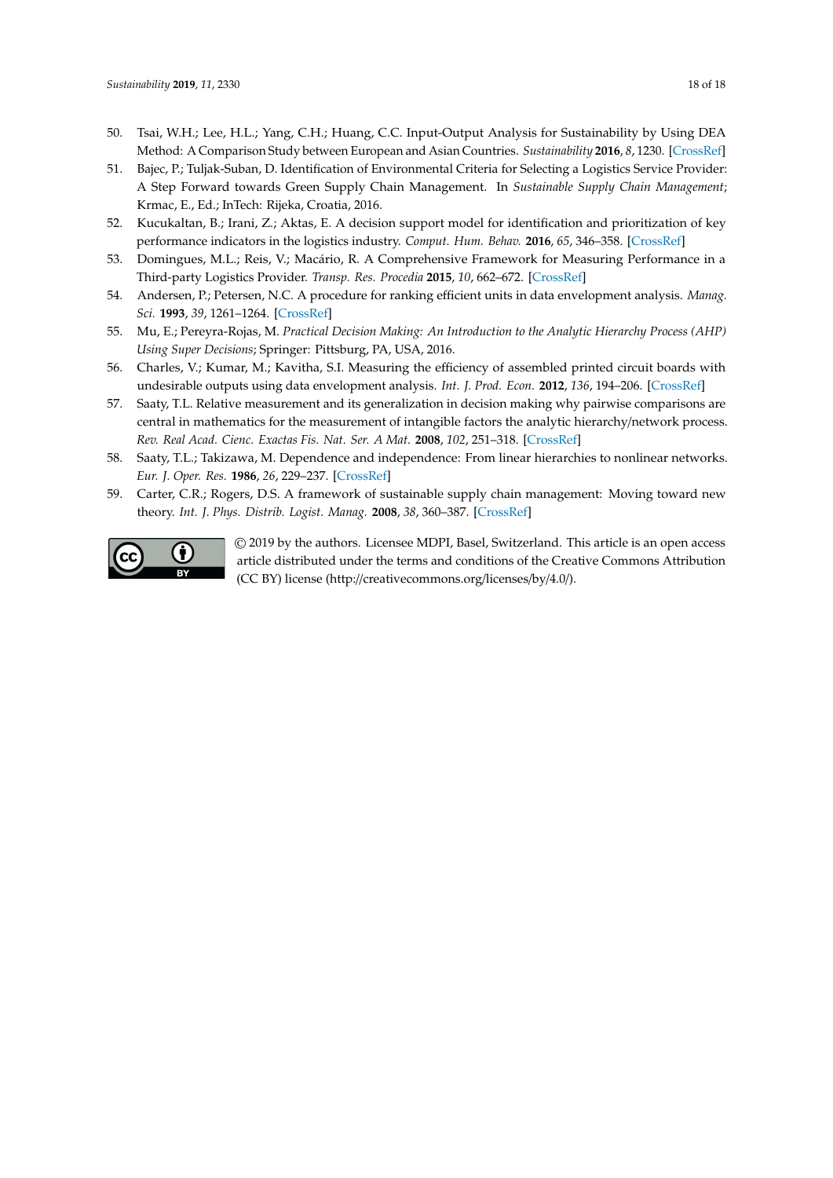50. Tsai, W.H.; Lee, H.L.; Yang, C.H.; Huang, C.C. Input-Output Analysis for Sustainability by Using DEA Method: A Comparison Study between European and Asian Countries. *Sustainability* **2016**, *8*, 1230. [CrossRef]
51. Bajec, P.; Tuljak-Suban, D. Identification of Environmental Criteria for Selecting a Logistics Service Provider: A Step Forward towards Green Supply Chain Management. In *Sustainable Supply Chain Management*; Krmac, E., Ed.; InTech: Rijeka, Croatia, 2016.
52. Kucukaltan, B.; Irani, Z.; Aktas, E. A decision support model for identification and prioritization of key performance indicators in the logistics industry. *Comput. Hum. Behav.* **2016**, *65*, 346–358. [CrossRef]
53. Domingues, M.L.; Reis, V.; Macário, R. A Comprehensive Framework for Measuring Performance in a Third-party Logistics Provider. *Transp. Res. Procedia* **2015**, *10*, 662–672. [CrossRef]
54. Andersen, P.; Petersen, N.C. A procedure for ranking efficient units in data envelopment analysis. *Manag. Sci.* **1993**, *39*, 1261–1264. [CrossRef]
55. Mu, E.; Pereyra-Rojas, M. *Practical Decision Making: An Introduction to the Analytic Hierarchy Process (AHP) Using Super Decisions*; Springer: Pittsburg, PA, USA, 2016.
56. Charles, V.; Kumar, M.; Kavitha, S.I. Measuring the efficiency of assembled printed circuit boards with undesirable outputs using data envelopment analysis. *Int. J. Prod. Econ.* **2012**, *136*, 194–206. [CrossRef]
57. Saaty, T.L. Relative measurement and its generalization in decision making why pairwise comparisons are central in mathematics for the measurement of intangible factors the analytic hierarchy/network process. *Rev. Real Acad. Cienc. Exactas Fis. Nat. Ser. A Mat.* **2008**, *102*, 251–318. [CrossRef]
58. Saaty, T.L.; Takizawa, M. Dependence and independence: From linear hierarchies to nonlinear networks. *Eur. J. Oper. Res.* **1986**, *26*, 229–237. [CrossRef]
59. Carter, C.R.; Rogers, D.S. A framework of sustainable supply chain management: Moving toward new theory. *Int. J. Phys. Distrib. Logist. Manag.* **2008**, *38*, 360–387. [CrossRef]

© 2019 by the authors. Licensee MDPI, Basel, Switzerland. This article is an open access article distributed under the terms and conditions of the Creative Commons Attribution (CC BY) license (http://creativecommons.org/licenses/by/4.0/).